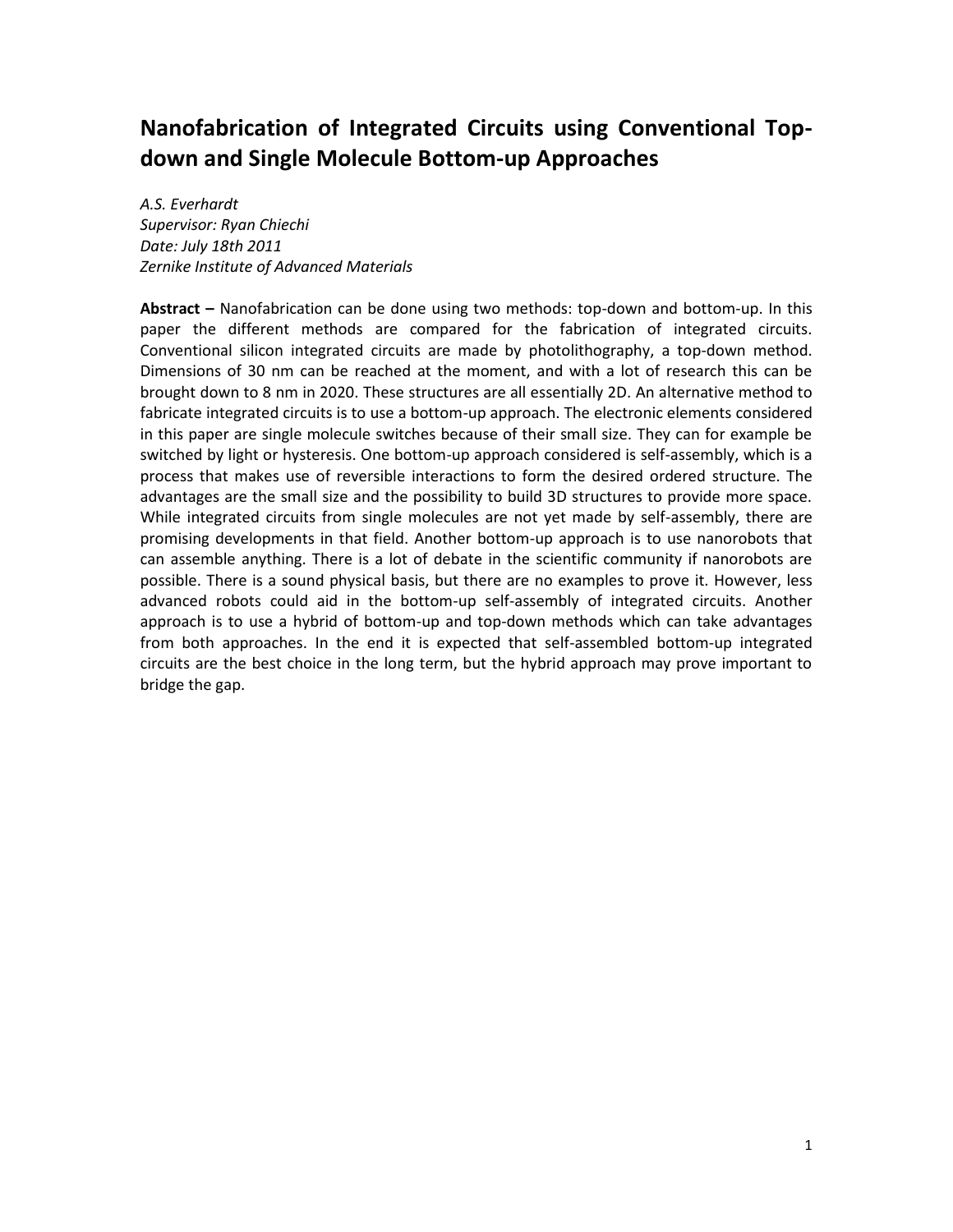# Nanofabrication of Integrated Circuits using Conventional Top-down and Single Molecule Bottom-up Approaches

*A.S. Everhardt*
*Supervisor: Ryan Chiechi*
*Date: July 18th 2011*
*Zernike Institute of Advanced Materials*

**Abstract –** Nanofabrication can be done using two methods: top-down and bottom-up. In this paper the different methods are compared for the fabrication of integrated circuits. Conventional silicon integrated circuits are made by photolithography, a top-down method. Dimensions of 30 nm can be reached at the moment, and with a lot of research this can be brought down to 8 nm in 2020. These structures are all essentially 2D. An alternative method to fabricate integrated circuits is to use a bottom-up approach. The electronic elements considered in this paper are single molecule switches because of their small size. They can for example be switched by light or hysteresis. One bottom-up approach considered is self-assembly, which is a process that makes use of reversible interactions to form the desired ordered structure. The advantages are the small size and the possibility to build 3D structures to provide more space. While integrated circuits from single molecules are not yet made by self-assembly, there are promising developments in that field. Another bottom-up approach is to use nanorobots that can assemble anything. There is a lot of debate in the scientific community if nanorobots are possible. There is a sound physical basis, but there are no examples to prove it. However, less advanced robots could aid in the bottom-up self-assembly of integrated circuits. Another approach is to use a hybrid of bottom-up and top-down methods which can take advantages from both approaches. In the end it is expected that self-assembled bottom-up integrated circuits are the best choice in the long term, but the hybrid approach may prove important to bridge the gap.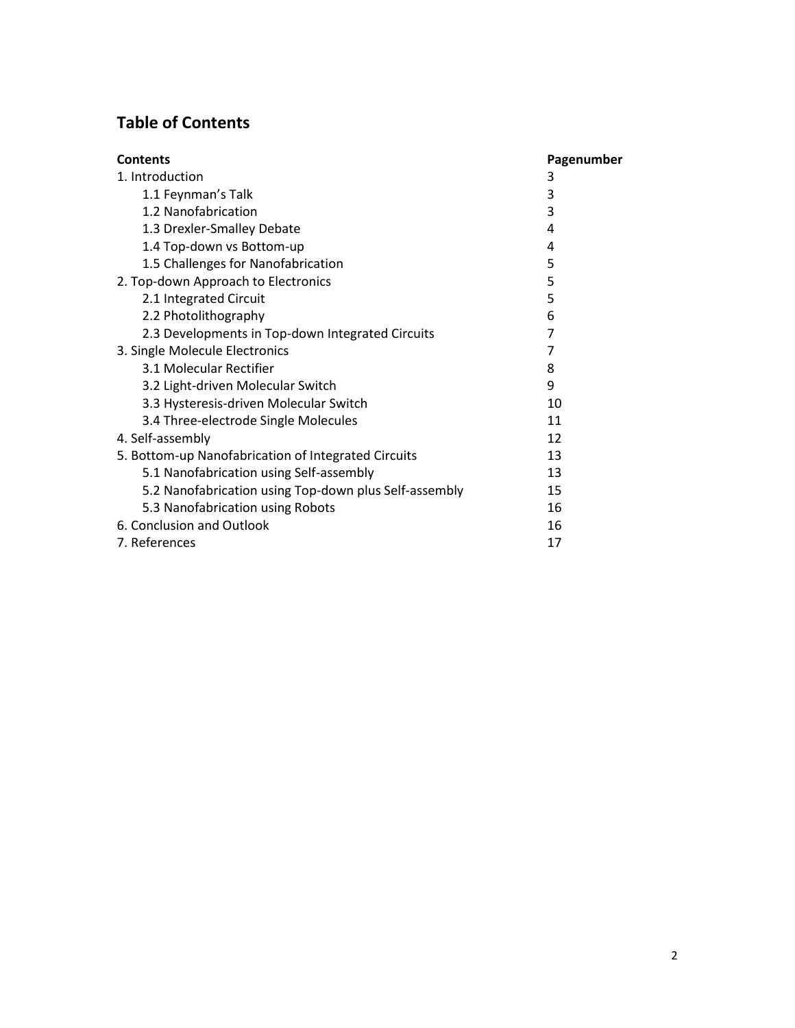## Table of Contents

| Contents | Pagenumber |
|---|---|
| 1. Introduction | 3 |
| 1.1 Feynman's Talk | 3 |
| 1.2 Nanofabrication | 3 |
| 1.3 Drexler-Smalley Debate | 4 |
| 1.4 Top-down vs Bottom-up | 4 |
| 1.5 Challenges for Nanofabrication | 5 |
| 2. Top-down Approach to Electronics | 5 |
| 2.1 Integrated Circuit | 5 |
| 2.2 Photolithography | 6 |
| 2.3 Developments in Top-down Integrated Circuits | 7 |
| 3. Single Molecule Electronics | 7 |
| 3.1 Molecular Rectifier | 8 |
| 3.2 Light-driven Molecular Switch | 9 |
| 3.3 Hysteresis-driven Molecular Switch | 10 |
| 3.4 Three-electrode Single Molecules | 11 |
| 4. Self-assembly | 12 |
| 5. Bottom-up Nanofabrication of Integrated Circuits | 13 |
| 5.1 Nanofabrication using Self-assembly | 13 |
| 5.2 Nanofabrication using Top-down plus Self-assembly | 15 |
| 5.3 Nanofabrication using Robots | 16 |
| 6. Conclusion and Outlook | 16 |
| 7. References | 17 |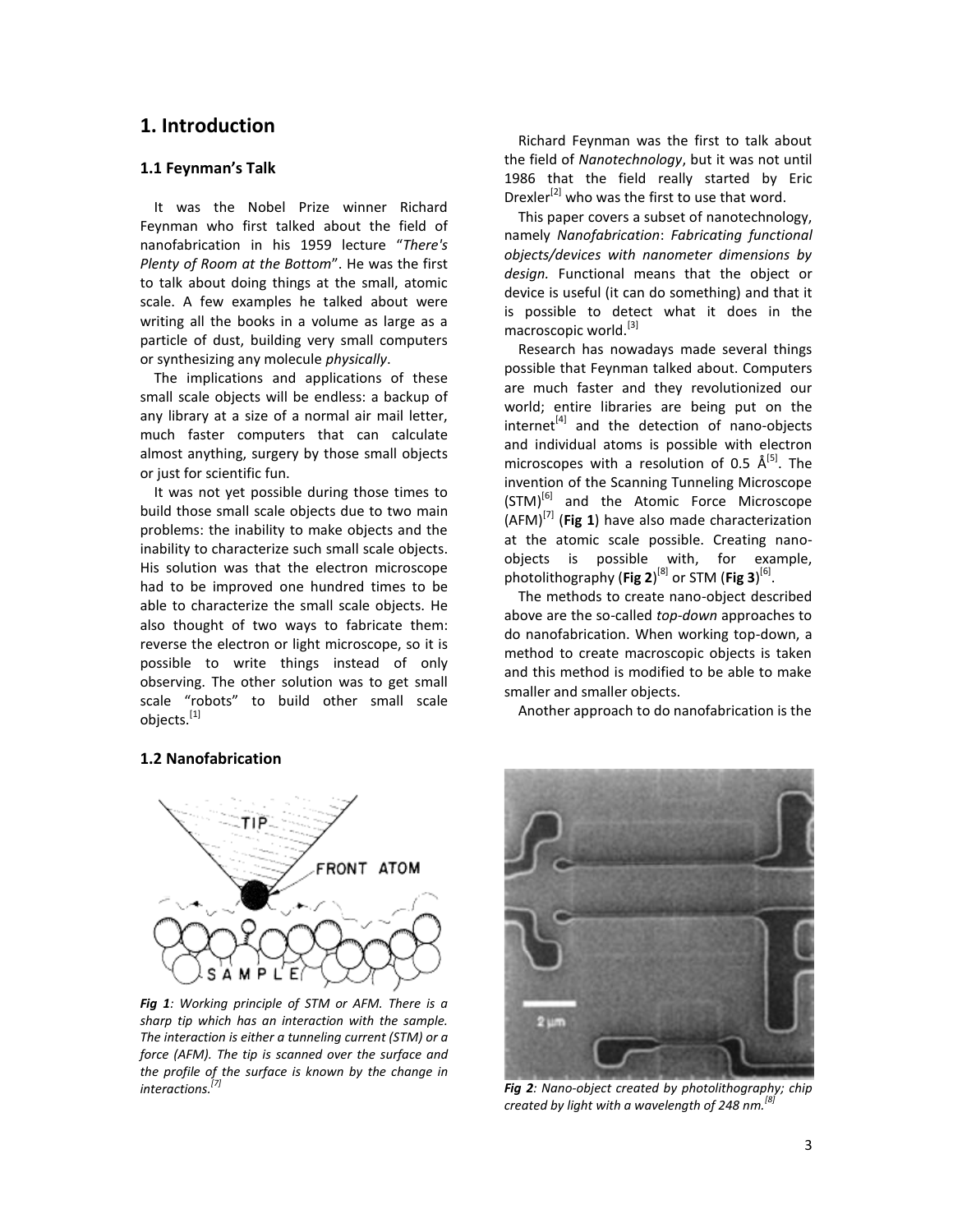# 1. Introduction

## 1.1 Feynman's Talk

It was the Nobel Prize winner Richard Feynman who first talked about the field of nanofabrication in his 1959 lecture "*There's Plenty of Room at the Bottom*". He was the first to talk about doing things at the small, atomic scale. A few examples he talked about were writing all the books in a volume as large as a particle of dust, building very small computers or synthesizing any molecule *physically*.

The implications and applications of these small scale objects will be endless: a backup of any library at a size of a normal air mail letter, much faster computers that can calculate almost anything, surgery by those small objects or just for scientific fun.

It was not yet possible during those times to build those small scale objects due to two main problems: the inability to make objects and the inability to characterize such small scale objects. His solution was that the electron microscope had to be improved one hundred times to be able to characterize the small scale objects. He also thought of two ways to fabricate them: reverse the electron or light microscope, so it is possible to write things instead of only observing. The other solution was to get small scale "robots" to build other small scale objects.[1]

## 1.2 Nanofabrication

Richard Feynman was the first to talk about the field of *Nanotechnology*, but it was not until 1986 that the field really started by Eric Drexler[2] who was the first to use that word.

This paper covers a subset of nanotechnology, namely *Nanofabrication*: *Fabricating functional objects/devices with nanometer dimensions by design.* Functional means that the object or device is useful (it can do something) and that it is possible to detect what it does in the macroscopic world.[3]

Research has nowadays made several things possible that Feynman talked about. Computers are much faster and they revolutionized our world; entire libraries are being put on the internet[4] and the detection of nano-objects and individual atoms is possible with electron microscopes with a resolution of 0.5 Å[5]. The invention of the Scanning Tunneling Microscope (STM)[6] and the Atomic Force Microscope (AFM)[7] (**Fig 1**) have also made characterization at the atomic scale possible. Creating nano-objects is possible with, for example, photolithography (**Fig 2**)[8] or STM (**Fig 3**)[6].

The methods to create nano-object described above are the so-called *top-down* approaches to do nanofabrication. When working top-down, a method to create macroscopic objects is taken and this method is modified to be able to make smaller and smaller objects.

Another approach to do nanofabrication is the

***Fig 1****: Working principle of STM or AFM. There is a sharp tip which has an interaction with the sample. The interaction is either a tunneling current (STM) or a force (AFM). The tip is scanned over the surface and the profile of the surface is known by the change in interactions.[7]*

***Fig 2****: Nano-object created by photolithography; chip created by light with a wavelength of 248 nm.[8]*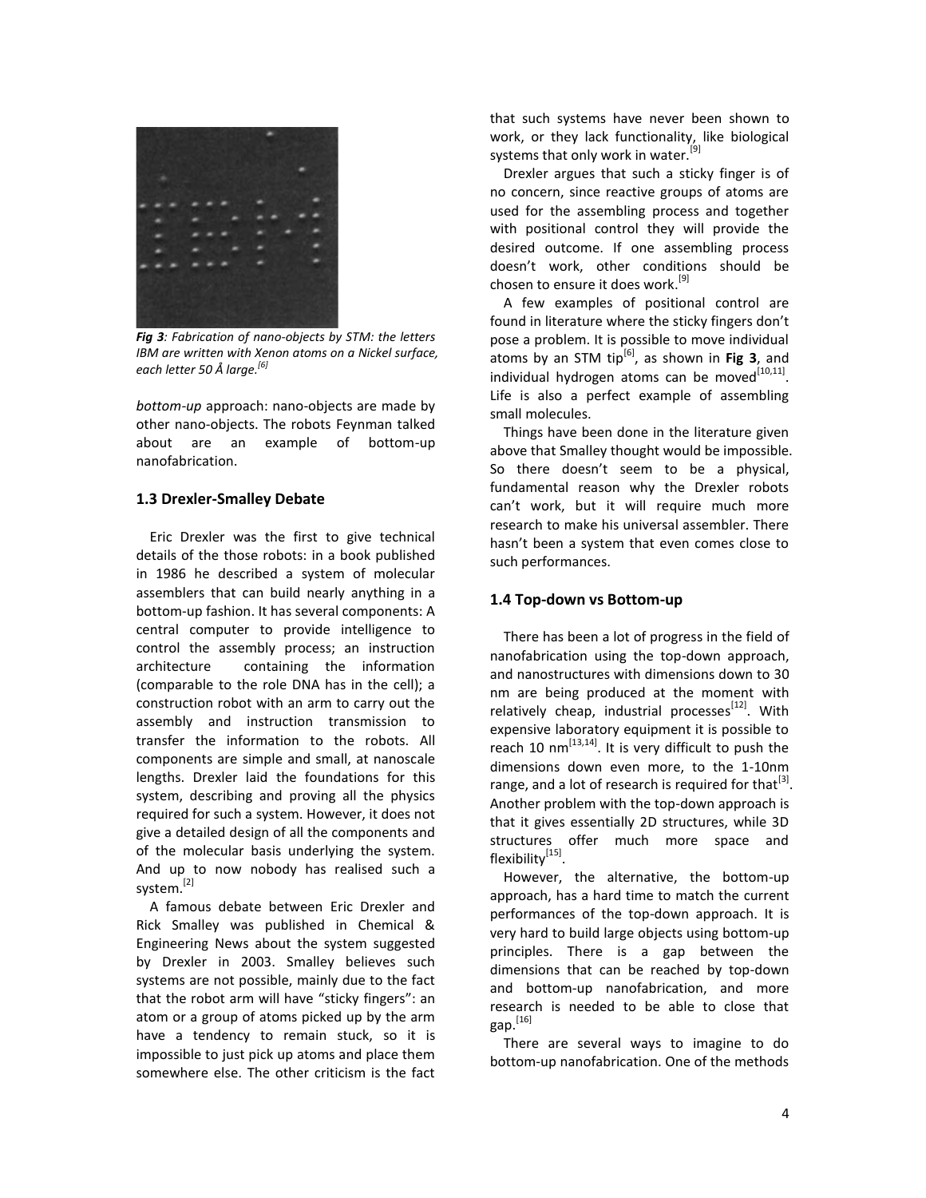*Fig 3: Fabrication of nano-objects by STM: the letters IBM are written with Xenon atoms on a Nickel surface, each letter 50 Å large.*[6]

*bottom-up* approach: nano-objects are made by other nano-objects. The robots Feynman talked about are an example of bottom-up nanofabrication.

### 1.3 Drexler-Smalley Debate

Eric Drexler was the first to give technical details of the those robots: in a book published in 1986 he described a system of molecular assemblers that can build nearly anything in a bottom-up fashion. It has several components: A central computer to provide intelligence to control the assembly process; an instruction architecture containing the information (comparable to the role DNA has in the cell); a construction robot with an arm to carry out the assembly and instruction transmission to transfer the information to the robots. All components are simple and small, at nanoscale lengths. Drexler laid the foundations for this system, describing and proving all the physics required for such a system. However, it does not give a detailed design of all the components and of the molecular basis underlying the system. And up to now nobody has realised such a system.[2]

A famous debate between Eric Drexler and Rick Smalley was published in Chemical & Engineering News about the system suggested by Drexler in 2003. Smalley believes such systems are not possible, mainly due to the fact that the robot arm will have "sticky fingers": an atom or a group of atoms picked up by the arm have a tendency to remain stuck, so it is impossible to just pick up atoms and place them somewhere else. The other criticism is the fact that such systems have never been shown to work, or they lack functionality, like biological systems that only work in water.[9]

Drexler argues that such a sticky finger is of no concern, since reactive groups of atoms are used for the assembling process and together with positional control they will provide the desired outcome. If one assembling process doesn't work, other conditions should be chosen to ensure it does work.[9]

A few examples of positional control are found in literature where the sticky fingers don't pose a problem. It is possible to move individual atoms by an STM tip[6], as shown in **Fig 3**, and individual hydrogen atoms can be moved[10,11]. Life is also a perfect example of assembling small molecules.

Things have been done in the literature given above that Smalley thought would be impossible. So there doesn't seem to be a physical, fundamental reason why the Drexler robots can't work, but it will require much more research to make his universal assembler. There hasn't been a system that even comes close to such performances.

### 1.4 Top-down vs Bottom-up

There has been a lot of progress in the field of nanofabrication using the top-down approach, and nanostructures with dimensions down to 30 nm are being produced at the moment with relatively cheap, industrial processes[12]. With expensive laboratory equipment it is possible to reach 10 nm[13,14]. It is very difficult to push the dimensions down even more, to the 1-10nm range, and a lot of research is required for that[3]. Another problem with the top-down approach is that it gives essentially 2D structures, while 3D structures offer much more space and flexibility[15].

However, the alternative, the bottom-up approach, has a hard time to match the current performances of the top-down approach. It is very hard to build large objects using bottom-up principles. There is a gap between the dimensions that can be reached by top-down and bottom-up nanofabrication, and more research is needed to be able to close that gap.[16]

There are several ways to imagine to do bottom-up nanofabrication. One of the methods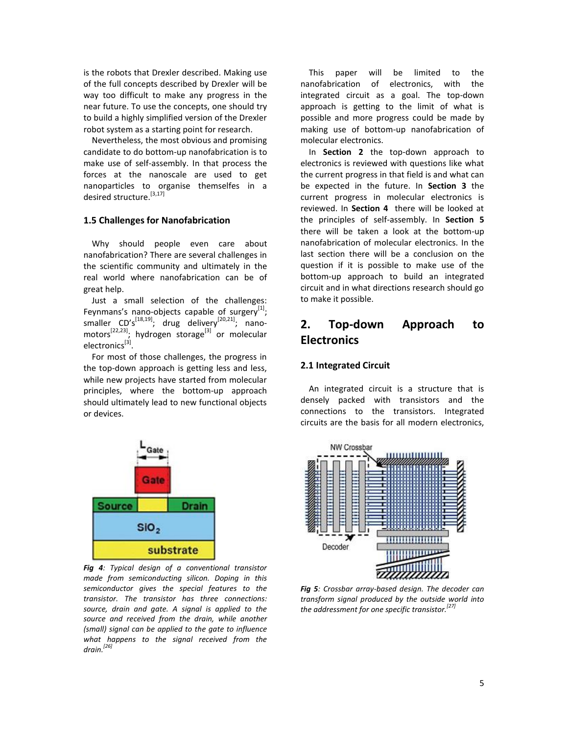is the robots that Drexler described. Making use of the full concepts described by Drexler will be way too difficult to make any progress in the near future. To use the concepts, one should try to build a highly simplified version of the Drexler robot system as a starting point for research.

Nevertheless, the most obvious and promising candidate to do bottom-up nanofabrication is to make use of self-assembly. In that process the forces at the nanoscale are used to get nanoparticles to organise themselfes in a desired structure.[3,17]

### 1.5 Challenges for Nanofabrication

Why should people even care about nanofabrication? There are several challenges in the scientific community and ultimately in the real world where nanofabrication can be of great help.

Just a small selection of the challenges: Feynmans's nano-objects capable of surgery[1]; smaller CD's[18,19]; drug delivery[20,21]; nano-motors[22,23]; hydrogen storage[3] or molecular electronics[3].

For most of those challenges, the progress in the top-down approach is getting less and less, while new projects have started from molecular principles, where the bottom-up approach should ultimately lead to new functional objects or devices.

***Fig 4**: Typical design of a conventional transistor made from semiconducting silicon. Doping in this semiconductor gives the special features to the transistor. The transistor has three connections: source, drain and gate. A signal is applied to the source and received from the drain, while another (small) signal can be applied to the gate to influence what happens to the signal received from the drain.[26]*

This paper will be limited to the nanofabrication of electronics, with the integrated circuit as a goal. The top-down approach is getting to the limit of what is possible and more progress could be made by making use of bottom-up nanofabrication of molecular electronics.

In **Section 2** the top-down approach to electronics is reviewed with questions like what the current progress in that field is and what can be expected in the future. In **Section 3** the current progress in molecular electronics is reviewed. In **Section 4** there will be looked at the principles of self-assembly. In **Section 5** there will be taken a look at the bottom-up nanofabrication of molecular electronics. In the last section there will be a conclusion on the question if it is possible to make use of the bottom-up approach to build an integrated circuit and in what directions research should go to make it possible.

## 2. Top-down Approach to Electronics

### 2.1 Integrated Circuit

An integrated circuit is a structure that is densely packed with transistors and the connections to the transistors. Integrated circuits are the basis for all modern electronics,

***Fig 5**: Crossbar array-based design. The decoder can transform signal produced by the outside world into the addressment for one specific transistor.[27]*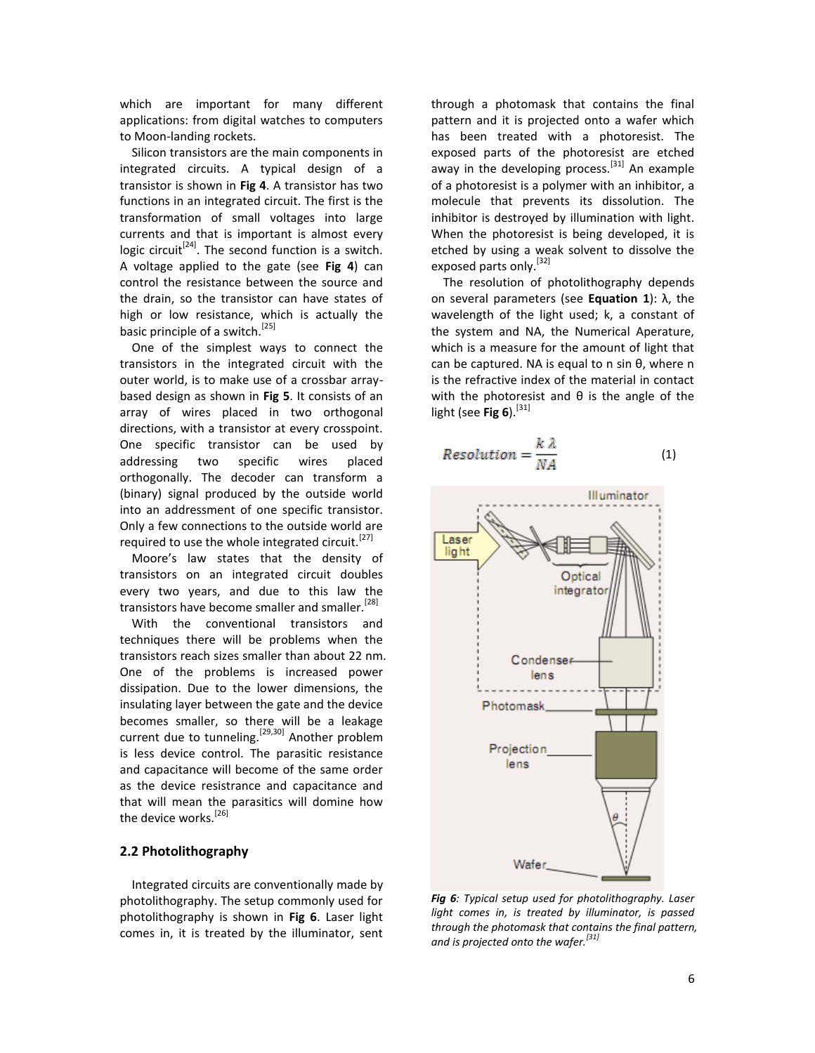which are important for many different applications: from digital watches to computers to Moon-landing rockets.

Silicon transistors are the main components in integrated circuits. A typical design of a transistor is shown in **Fig 4**. A transistor has two functions in an integrated circuit. The first is the transformation of small voltages into large currents and that is important is almost every logic circuit[24]. The second function is a switch. A voltage applied to the gate (see **Fig 4**) can control the resistance between the source and the drain, so the transistor can have states of high or low resistance, which is actually the basic principle of a switch.[25]

One of the simplest ways to connect the transistors in the integrated circuit with the outer world, is to make use of a crossbar array-based design as shown in **Fig 5**. It consists of an array of wires placed in two orthogonal directions, with a transistor at every crosspoint. One specific transistor can be used by addressing two specific wires placed orthogonally. The decoder can transform a (binary) signal produced by the outside world into an addressment of one specific transistor. Only a few connections to the outside world are required to use the whole integrated circuit.[27]

Moore's law states that the density of transistors on an integrated circuit doubles every two years, and due to this law the transistors have become smaller and smaller.[28]

With the conventional transistors and techniques there will be problems when the transistors reach sizes smaller than about 22 nm. One of the problems is increased power dissipation. Due to the lower dimensions, the insulating layer between the gate and the device becomes smaller, so there will be a leakage current due to tunneling.[29,30] Another problem is less device control. The parasitic resistance and capacitance will become of the same order as the device resistance and capacitance and that will mean the parasitics will domine how the device works.[26]

## 2.2 Photolithography

Integrated circuits are conventionally made by photolithography. The setup commonly used for photolithography is shown in **Fig 6**. Laser light comes in, it is treated by the illuminator, sent through a photomask that contains the final pattern and it is projected onto a wafer which has been treated with a photoresist. The exposed parts of the photoresist are etched away in the developing process.[31] An example of a photoresist is a polymer with an inhibitor, a molecule that prevents its dissolution. The inhibitor is destroyed by illumination with light. When the photoresist is being developed, it is etched by using a weak solvent to dissolve the exposed parts only.[32]

The resolution of photolithography depends on several parameters (see **Equation 1**): λ, the wavelength of the light used; k, a constant of the system and NA, the Numerical Aperature, which is a measure for the amount of light that can be captured. NA is equal to n sin θ, where n is the refractive index of the material in contact with the photoresist and θ is the angle of the light (see **Fig 6**).[31]

$$Resolution = \frac{k\,\lambda}{NA} \tag{1}$$

*Fig 6: Typical setup used for photolithography. Laser light comes in, is treated by illuminator, is passed through the photomask that contains the final pattern, and is projected onto the wafer.[31]*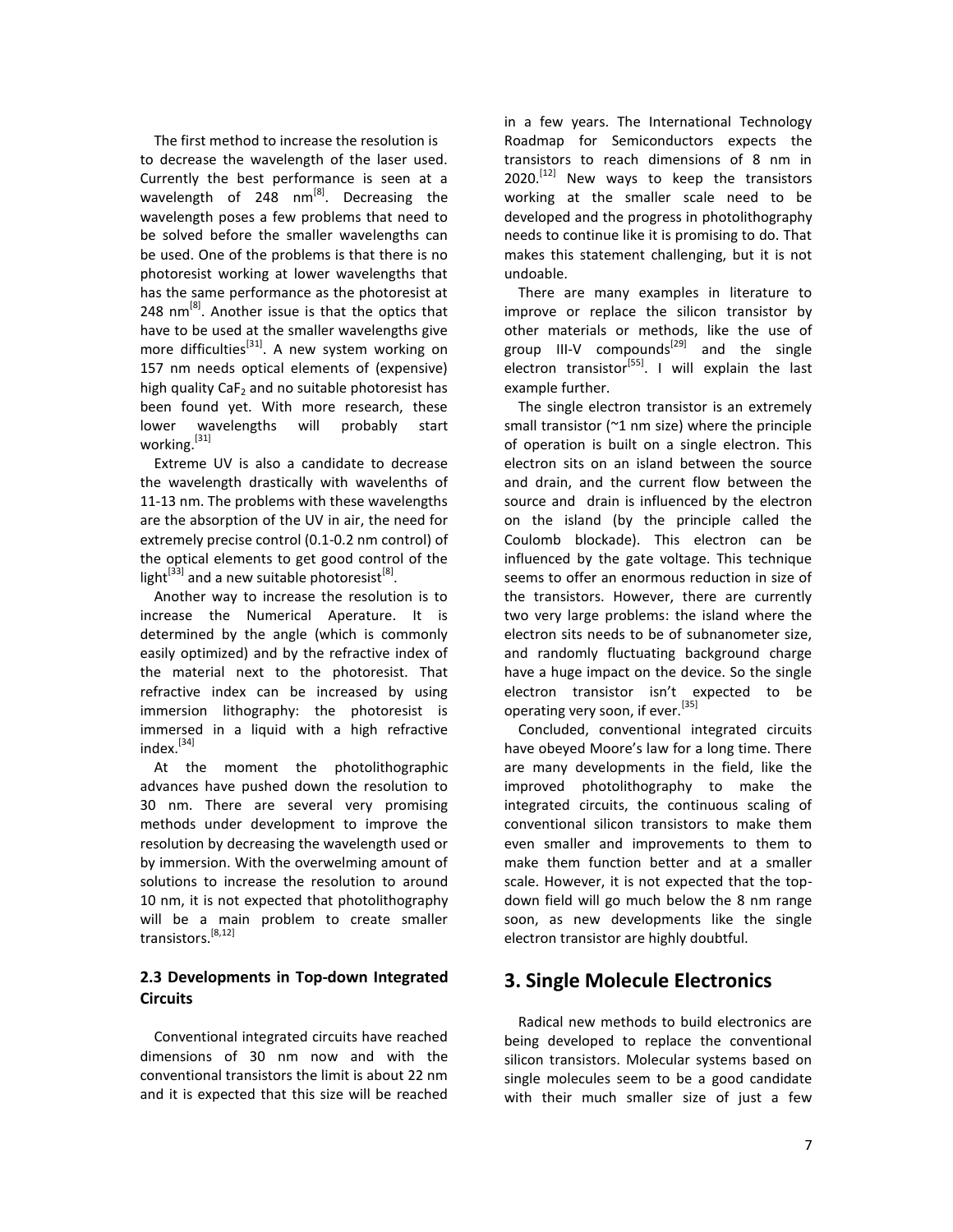The first method to increase the resolution is to decrease the wavelength of the laser used. Currently the best performance is seen at a wavelength of 248 nm[8]. Decreasing the wavelength poses a few problems that need to be solved before the smaller wavelengths can be used. One of the problems is that there is no photoresist working at lower wavelengths that has the same performance as the photoresist at 248 nm[8]. Another issue is that the optics that have to be used at the smaller wavelengths give more difficulties[31]. A new system working on 157 nm needs optical elements of (expensive) high quality $CaF_2$ and no suitable photoresist has been found yet. With more research, these lower wavelengths will probably start working.[31]

Extreme UV is also a candidate to decrease the wavelength drastically with wavelenths of 11-13 nm. The problems with these wavelengths are the absorption of the UV in air, the need for extremely precise control (0.1-0.2 nm control) of the optical elements to get good control of the light[33] and a new suitable photoresist[8].

Another way to increase the resolution is to increase the Numerical Aperature. It is determined by the angle (which is commonly easily optimized) and by the refractive index of the material next to the photoresist. That refractive index can be increased by using immersion lithography: the photoresist is immersed in a liquid with a high refractive index.[34]

At the moment the photolithographic advances have pushed down the resolution to 30 nm. There are several very promising methods under development to improve the resolution by decreasing the wavelength used or by immersion. With the overwelming amount of solutions to increase the resolution to around 10 nm, it is not expected that photolithography will be a main problem to create smaller transistors.[8,12]

### 2.3 Developments in Top-down Integrated Circuits

Conventional integrated circuits have reached dimensions of 30 nm now and with the conventional transistors the limit is about 22 nm and it is expected that this size will be reached in a few years. The International Technology Roadmap for Semiconductors expects the transistors to reach dimensions of 8 nm in 2020.[12] New ways to keep the transistors working at the smaller scale need to be developed and the progress in photolithography needs to continue like it is promising to do. That makes this statement challenging, but it is not undoable.

There are many examples in literature to improve or replace the silicon transistor by other materials or methods, like the use of group III-V compounds[29] and the single electron transistor[55]. I will explain the last example further.

The single electron transistor is an extremely small transistor (~1 nm size) where the principle of operation is built on a single electron. This electron sits on an island between the source and drain, and the current flow between the source and drain is influenced by the electron on the island (by the principle called the Coulomb blockade). This electron can be influenced by the gate voltage. This technique seems to offer an enormous reduction in size of the transistors. However, there are currently two very large problems: the island where the electron sits needs to be of subnanometer size, and randomly fluctuating background charge have a huge impact on the device. So the single electron transistor isn't expected to be operating very soon, if ever.[35]

Concluded, conventional integrated circuits have obeyed Moore's law for a long time. There are many developments in the field, like the improved photolithography to make the integrated circuits, the continuous scaling of conventional silicon transistors to make them even smaller and improvements to them to make them function better and at a smaller scale. However, it is not expected that the top-down field will go much below the 8 nm range soon, as new developments like the single electron transistor are highly doubtful.

# 3. Single Molecule Electronics

Radical new methods to build electronics are being developed to replace the conventional silicon transistors. Molecular systems based on single molecules seem to be a good candidate with their much smaller size of just a few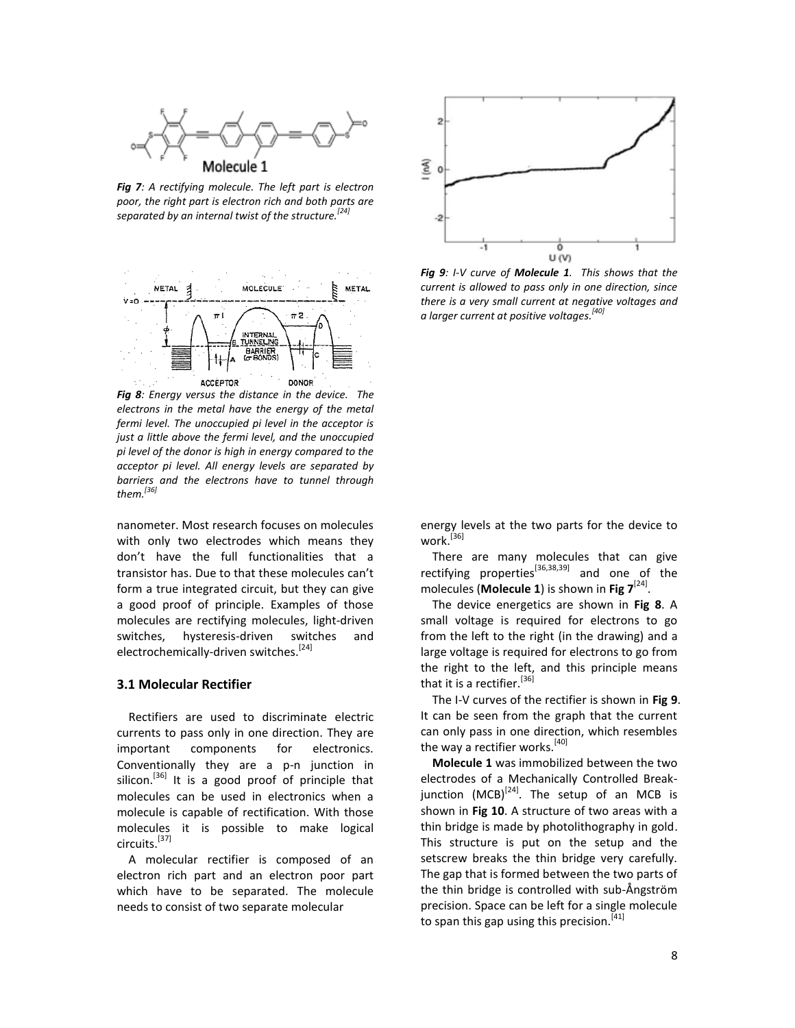*Fig 7: A rectifying molecule. The left part is electron poor, the right part is electron rich and both parts are separated by an internal twist of the structure.[24]*

*Fig 8: Energy versus the distance in the device. The electrons in the metal have the energy of the metal fermi level. The unoccupied pi level in the acceptor is just a little above the fermi level, and the unoccupied pi level of the donor is high in energy compared to the acceptor pi level. All energy levels are separated by barriers and the electrons have to tunnel through them.[36]*

*Fig 9: I-V curve of **Molecule 1**. This shows that the current is allowed to pass only in one direction, since there is a very small current at negative voltages and a larger current at positive voltages.[40]*

nanometer. Most research focuses on molecules with only two electrodes which means they don't have the full functionalities that a transistor has. Due to that these molecules can't form a true integrated circuit, but they can give a good proof of principle. Examples of those molecules are rectifying molecules, light-driven switches, hysteresis-driven switches and electrochemically-driven switches.[24]

### 3.1 Molecular Rectifier

Rectifiers are used to discriminate electric currents to pass only in one direction. They are important components for electronics. Conventionally they are a p-n junction in silicon.[36] It is a good proof of principle that molecules can be used in electronics when a molecule is capable of rectification. With those molecules it is possible to make logical circuits.[37]

A molecular rectifier is composed of an electron rich part and an electron poor part which have to be separated. The molecule needs to consist of two separate molecular energy levels at the two parts for the device to work.[36]

There are many molecules that can give rectifying properties[36,38,39] and one of the molecules (**Molecule 1**) is shown in **Fig 7**[24].

The device energetics are shown in **Fig 8**. A small voltage is required for electrons to go from the left to the right (in the drawing) and a large voltage is required for electrons to go from the right to the left, and this principle means that it is a rectifier.[36]

The I-V curves of the rectifier is shown in **Fig 9**. It can be seen from the graph that the current can only pass in one direction, which resembles the way a rectifier works.[40]

**Molecule 1** was immobilized between the two electrodes of a Mechanically Controlled Break-junction (MCB)[24]. The setup of an MCB is shown in **Fig 10**. A structure of two areas with a thin bridge is made by photolithography in gold. This structure is put on the setup and the setscrew breaks the thin bridge very carefully. The gap that is formed between the two parts of the thin bridge is controlled with sub-Ångström precision. Space can be left for a single molecule to span this gap using this precision.[41]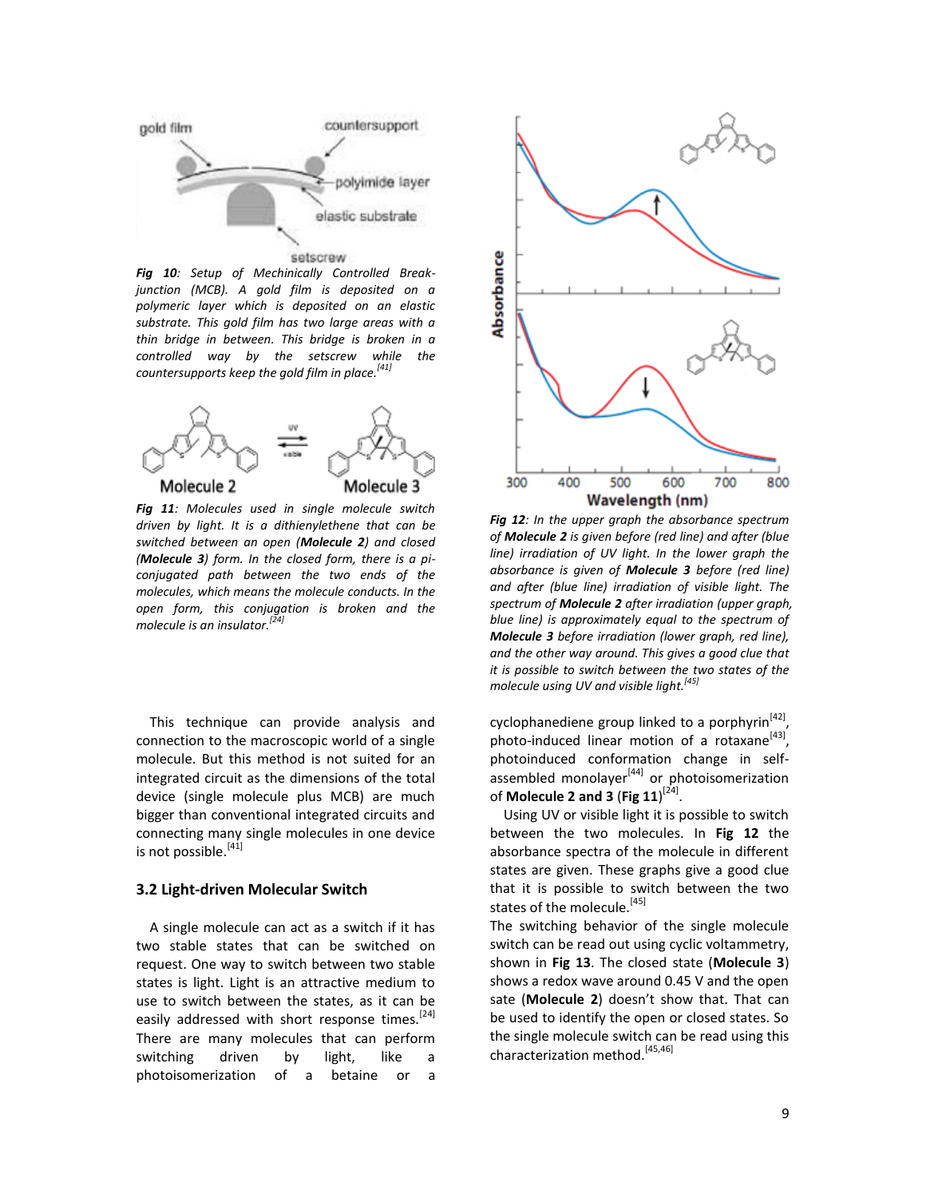*Fig 10: Setup of Mechinically Controlled Break-junction (MCB). A gold film is deposited on a polymeric layer which is deposited on an elastic substrate. This gold film has two large areas with a thin bridge in between. This bridge is broken in a controlled way by the setscrew while the countersupports keep the gold film in place.*[41]

*Fig 11: Molecules used in single molecule switch driven by light. It is a dithienylethene that can be switched between an open (**Molecule 2**) and closed (**Molecule 3**) form. In the closed form, there is a pi-conjugated path between the two ends of the molecules, which means the molecule conducts. In the open form, this conjugation is broken and the molecule is an insulator.*[24]

This technique can provide analysis and connection to the macroscopic world of a single molecule. But this method is not suited for an integrated circuit as the dimensions of the total device (single molecule plus MCB) are much bigger than conventional integrated circuits and connecting many single molecules in one device is not possible.[41]

### 3.2 Light-driven Molecular Switch

A single molecule can act as a switch if it has two stable states that can be switched on request. One way to switch between two stable states is light. Light is an attractive medium to use to switch between the states, as it can be easily addressed with short response times.[24] There are many molecules that can perform switching driven by light, like a photoisomerization of a betaine or a cyclophanediene group linked to a porphyrin[42], photo-induced linear motion of a rotaxane[43], photoinduced conformation change in self-assembled monolayer[44] or photoisomerization of **Molecule 2 and 3** (**Fig 11**)[24].

Using UV or visible light it is possible to switch between the two molecules. In **Fig 12** the absorbance spectra of the molecule in different states are given. These graphs give a good clue that it is possible to switch between the two states of the molecule.[45]

The switching behavior of the single molecule switch can be read out using cyclic voltammetry, shown in **Fig 13**. The closed state (**Molecule 3**) shows a redox wave around 0.45 V and the open sate (**Molecule 2**) doesn't show that. That can be used to identify the open or closed states. So the single molecule switch can be read using this characterization method.[45,46]

*Fig 12: In the upper graph the absorbance spectrum of **Molecule 2** is given before (red line) and after (blue line) irradiation of UV light. In the lower graph the absorbance is given of **Molecule 3** before (red line) and after (blue line) irradiation of visible light. The spectrum of **Molecule 2** after irradiation (upper graph, blue line) is approximately equal to the spectrum of **Molecule 3** before irradiation (lower graph, red line), and the other way around. This gives a good clue that it is possible to switch between the two states of the molecule using UV and visible light.*[45]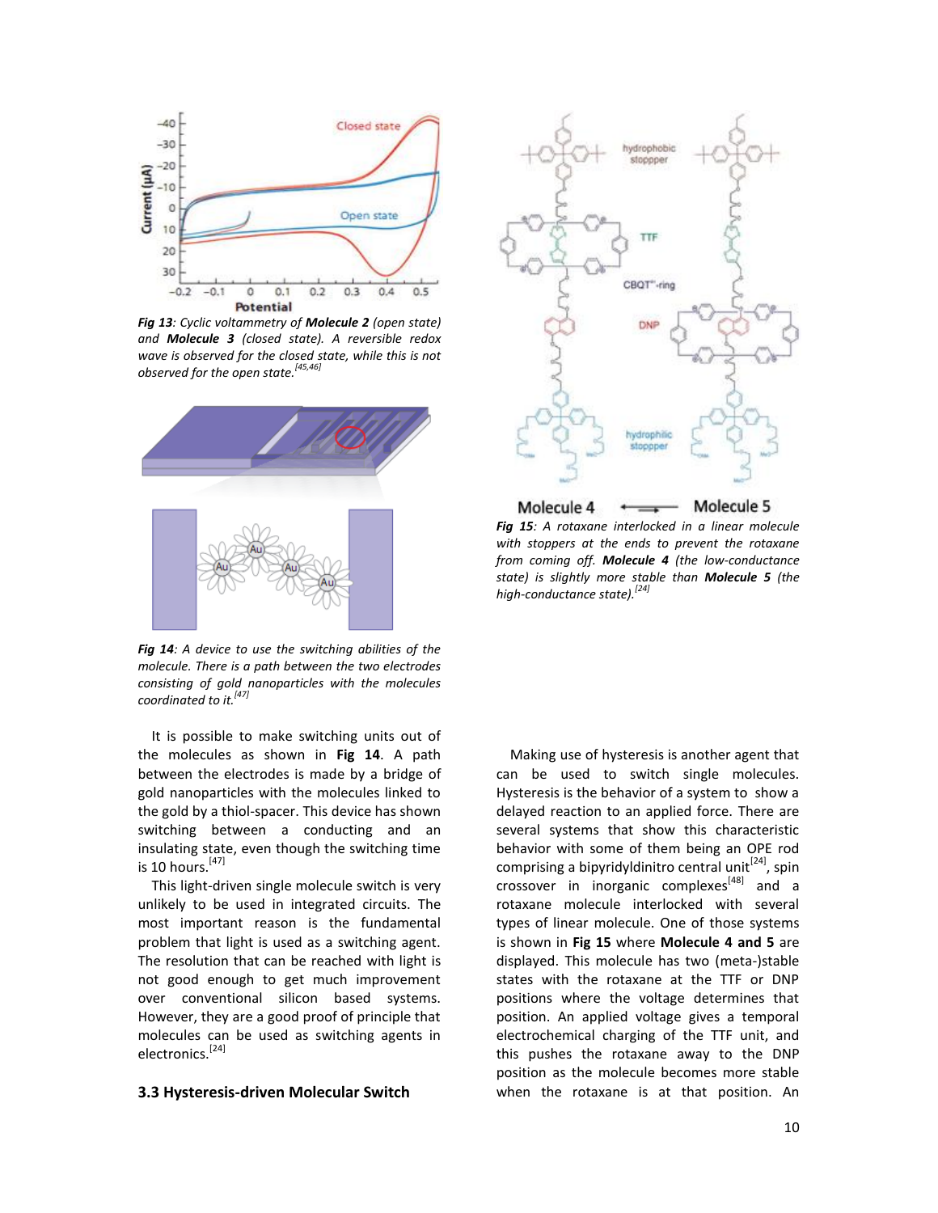*Fig 13: Cyclic voltammetry of **Molecule 2** (open state) and **Molecule 3** (closed state). A reversible redox wave is observed for the closed state, while this is not observed for the open state.*[45,46]

*Fig 14: A device to use the switching abilities of the molecule. There is a path between the two electrodes consisting of gold nanoparticles with the molecules coordinated to it.*[47]

It is possible to make switching units out of the molecules as shown in **Fig 14**. A path between the electrodes is made by a bridge of gold nanoparticles with the molecules linked to the gold by a thiol-spacer. This device has shown switching between a conducting and an insulating state, even though the switching time is 10 hours.[47]

This light-driven single molecule switch is very unlikely to be used in integrated circuits. The most important reason is the fundamental problem that light is used as a switching agent. The resolution that can be reached with light is not good enough to get much improvement over conventional silicon based systems. However, they are a good proof of principle that molecules can be used as switching agents in electronics.[24]

### 3.3 Hysteresis-driven Molecular Switch

*Fig 15: A rotaxane interlocked in a linear molecule with stoppers at the ends to prevent the rotaxane from coming off. **Molecule 4** (the low-conductance state) is slightly more stable than **Molecule 5** (the high-conductance state).*[24]

Making use of hysteresis is another agent that can be used to switch single molecules. Hysteresis is the behavior of a system to show a delayed reaction to an applied force. There are several systems that show this characteristic behavior with some of them being an OPE rod comprising a bipyridyldinitro central unit[24], spin crossover in inorganic complexes[48] and a rotaxane molecule interlocked with several types of linear molecule. One of those systems is shown in **Fig 15** where **Molecule 4 and 5** are displayed. This molecule has two (meta-)stable states with the rotaxane at the TTF or DNP positions where the voltage determines that position. An applied voltage gives a temporal electrochemical charging of the TTF unit, and this pushes the rotaxane away to the DNP position as the molecule becomes more stable when the rotaxane is at that position. An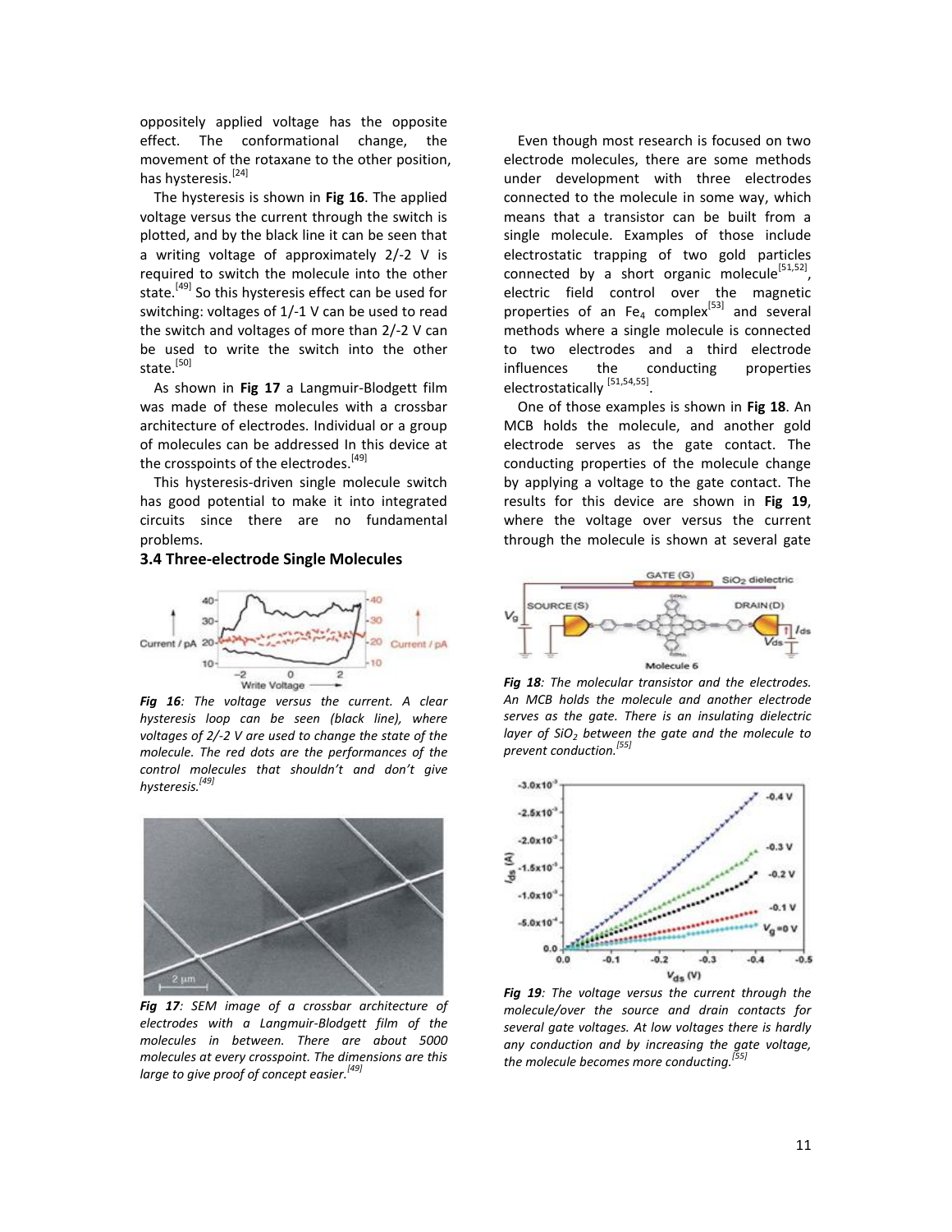oppositely applied voltage has the opposite effect. The conformational change, the movement of the rotaxane to the other position, has hysteresis.[24]

The hysteresis is shown in **Fig 16**. The applied voltage versus the current through the switch is plotted, and by the black line it can be seen that a writing voltage of approximately 2/-2 V is required to switch the molecule into the other state.[49] So this hysteresis effect can be used for switching: voltages of 1/-1 V can be used to read the switch and voltages of more than 2/-2 V can be used to write the switch into the other state.[50]

As shown in **Fig 17** a Langmuir-Blodgett film was made of these molecules with a crossbar architecture of electrodes. Individual or a group of molecules can be addressed In this device at the crosspoints of the electrodes.[49]

This hysteresis-driven single molecule switch has good potential to make it into integrated circuits since there are no fundamental problems.

### 3.4 Three-electrode Single Molecules

*Fig 16: The voltage versus the current. A clear hysteresis loop can be seen (black line), where voltages of 2/-2 V are used to change the state of the molecule. The red dots are the performances of the control molecules that shouldn't and don't give hysteresis.[49]*

*Fig 17: SEM image of a crossbar architecture of electrodes with a Langmuir-Blodgett film of the molecules in between. There are about 5000 molecules at every crosspoint. The dimensions are this large to give proof of concept easier.[49]*

Even though most research is focused on two electrode molecules, there are some methods under development with three electrodes connected to the molecule in some way, which means that a transistor can be built from a single molecule. Examples of those include electrostatic trapping of two gold particles connected by a short organic molecule[51,52], electric field control over the magnetic properties of an $Fe_4$ complex[53] and several methods where a single molecule is connected to two electrodes and a third electrode influences the conducting properties electrostatically [51,54,55].

One of those examples is shown in **Fig 18**. An MCB holds the molecule, and another gold electrode serves as the gate contact. The conducting properties of the molecule change by applying a voltage to the gate contact. The results for this device are shown in **Fig 19**, where the voltage over versus the current through the molecule is shown at several gate

*Fig 18: The molecular transistor and the electrodes. An MCB holds the molecule and another electrode serves as the gate. There is an insulating dielectric layer of $SiO_2$ between the gate and the molecule to prevent conduction.[55]*

*Fig 19: The voltage versus the current through the molecule/over the source and drain contacts for several gate voltages. At low voltages there is hardly any conduction and by increasing the gate voltage, the molecule becomes more conducting.[55]*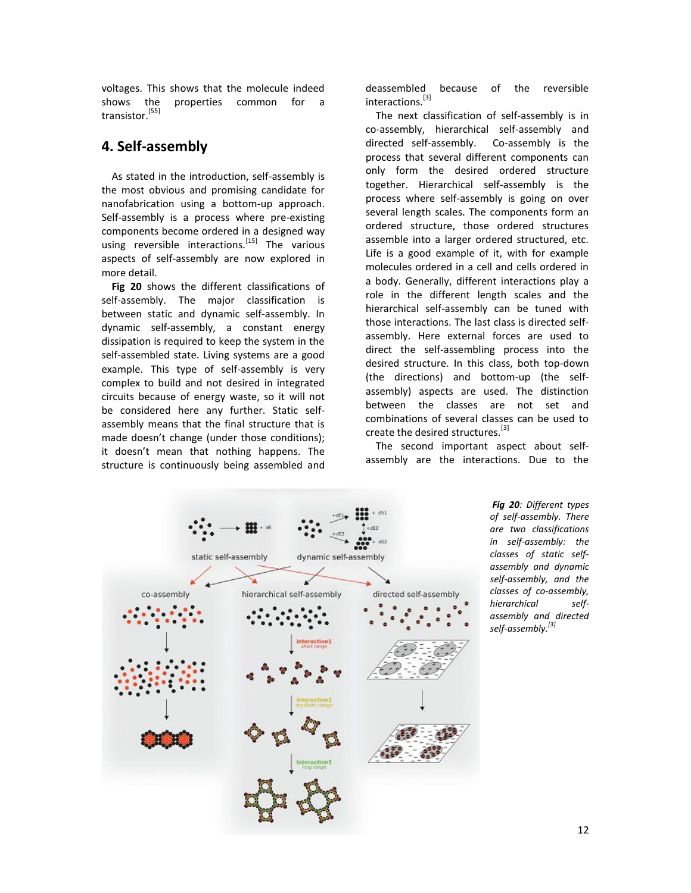voltages. This shows that the molecule indeed shows the properties common for a transistor.[55]

## 4. Self-assembly

As stated in the introduction, self-assembly is the most obvious and promising candidate for nanofabrication using a bottom-up approach. Self-assembly is a process where pre-existing components become ordered in a designed way using reversible interactions.[15] The various aspects of self-assembly are now explored in more detail.

**Fig 20** shows the different classifications of self-assembly. The major classification is between static and dynamic self-assembly. In dynamic self-assembly, a constant energy dissipation is required to keep the system in the self-assembled state. Living systems are a good example. This type of self-assembly is very complex to build and not desired in integrated circuits because of energy waste, so it will not be considered here any further. Static self-assembly means that the final structure that is made doesn't change (under those conditions); it doesn't mean that nothing happens. The structure is continuously being assembled and deassembled because of the reversible interactions.[3]

The next classification of self-assembly is in co-assembly, hierarchical self-assembly and directed self-assembly. Co-assembly is the process that several different components can only form the desired ordered structure together. Hierarchical self-assembly is the process where self-assembly is going on over several length scales. The components form an ordered structure, those ordered structures assemble into a larger ordered structured, etc. Life is a good example of it, with for example molecules ordered in a cell and cells ordered in a body. Generally, different interactions play a role in the different length scales and the hierarchical self-assembly can be tuned with those interactions. The last class is directed self-assembly. Here external forces are used to direct the self-assembling process into the desired structure. In this class, both top-down (the directions) and bottom-up (the self-assembly) aspects are used. The distinction between the classes are not set and combinations of several classes can be used to create the desired structures.[3]

The second important aspect about self-assembly are the interactions. Due to the

***Fig 20**: Different types of self-assembly. There are two classifications in self-assembly: the classes of static self-assembly and dynamic self-assembly, and the classes of co-assembly, hierarchical self-assembly and directed self-assembly.*[3]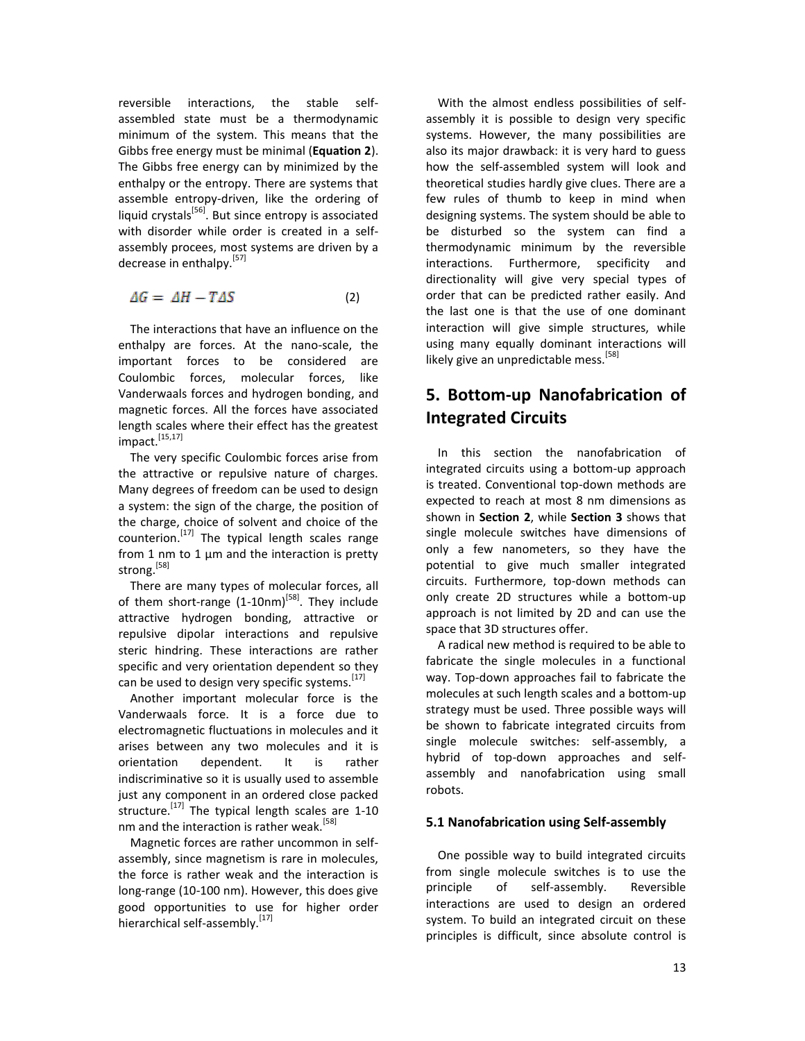reversible interactions, the stable self-assembled state must be a thermodynamic minimum of the system. This means that the Gibbs free energy must be minimal (**Equation 2**). The Gibbs free energy can by minimized by the enthalpy or the entropy. There are systems that assemble entropy-driven, like the ordering of liquid crystals[56]. But since entropy is associated with disorder while order is created in a self-assembly procees, most systems are driven by a decrease in enthalpy.[57]

$$\Delta G = \Delta H - T\Delta S \tag{2}$$

The interactions that have an influence on the enthalpy are forces. At the nano-scale, the important forces to be considered are Coulombic forces, molecular forces, like Vanderwaals forces and hydrogen bonding, and magnetic forces. All the forces have associated length scales where their effect has the greatest impact.[15,17]

The very specific Coulombic forces arise from the attractive or repulsive nature of charges. Many degrees of freedom can be used to design a system: the sign of the charge, the position of the charge, choice of solvent and choice of the counterion.[17] The typical length scales range from 1 nm to 1 µm and the interaction is pretty strong.[58]

There are many types of molecular forces, all of them short-range (1-10nm)[58]. They include attractive hydrogen bonding, attractive or repulsive dipolar interactions and repulsive steric hindring. These interactions are rather specific and very orientation dependent so they can be used to design very specific systems.[17]

Another important molecular force is the Vanderwaals force. It is a force due to electromagnetic fluctuations in molecules and it arises between any two molecules and it is orientation dependent. It is rather indiscriminative so it is usually used to assemble just any component in an ordered close packed structure.[17] The typical length scales are 1-10 nm and the interaction is rather weak.[58]

Magnetic forces are rather uncommon in self-assembly, since magnetism is rare in molecules, the force is rather weak and the interaction is long-range (10-100 nm). However, this does give good opportunities to use for higher order hierarchical self-assembly.[17]

With the almost endless possibilities of self-assembly it is possible to design very specific systems. However, the many possibilities are also its major drawback: it is very hard to guess how the self-assembled system will look and theoretical studies hardly give clues. There are a few rules of thumb to keep in mind when designing systems. The system should be able to be disturbed so the system can find a thermodynamic minimum by the reversible interactions. Furthermore, specificity and directionality will give very special types of order that can be predicted rather easily. And the last one is that the use of one dominant interaction will give simple structures, while using many equally dominant interactions will likely give an unpredictable mess.[58]

## 5. Bottom-up Nanofabrication of Integrated Circuits

In this section the nanofabrication of integrated circuits using a bottom-up approach is treated. Conventional top-down methods are expected to reach at most 8 nm dimensions as shown in **Section 2**, while **Section 3** shows that single molecule switches have dimensions of only a few nanometers, so they have the potential to give much smaller integrated circuits. Furthermore, top-down methods can only create 2D structures while a bottom-up approach is not limited by 2D and can use the space that 3D structures offer.

A radical new method is required to be able to fabricate the single molecules in a functional way. Top-down approaches fail to fabricate the molecules at such length scales and a bottom-up strategy must be used. Three possible ways will be shown to fabricate integrated circuits from single molecule switches: self-assembly, a hybrid of top-down approaches and self-assembly and nanofabrication using small robots.

### 5.1 Nanofabrication using Self-assembly

One possible way to build integrated circuits from single molecule switches is to use the principle of self-assembly. Reversible interactions are used to design an ordered system. To build an integrated circuit on these principles is difficult, since absolute control is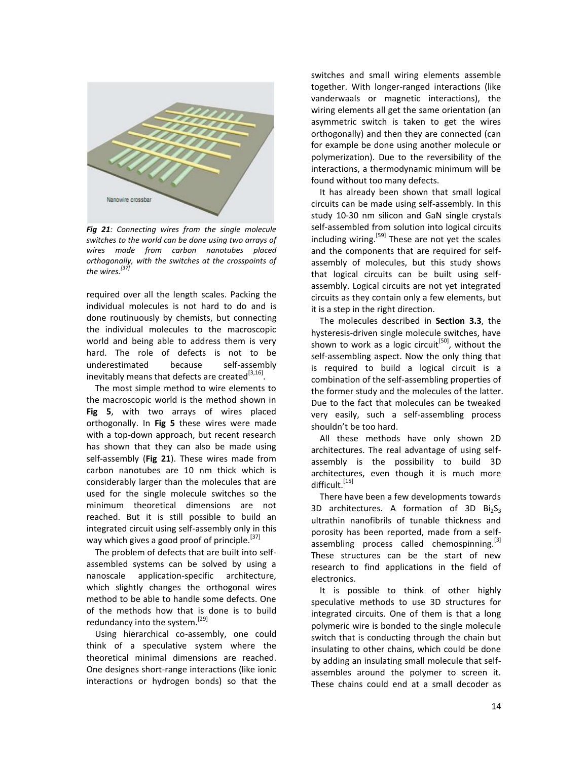*Fig 21: Connecting wires from the single molecule switches to the world can be done using two arrays of wires made from carbon nanotubes placed orthogonally, with the switches at the crosspoints of the wires.[37]*

required over all the length scales. Packing the individual molecules is not hard to do and is done routinuously by chemists, but connecting the individual molecules to the macroscopic world and being able to address them is very hard. The role of defects is not to be underestimated because self-assembly inevitably means that defects are created[3,16].

The most simple method to wire elements to the macroscopic world is the method shown in **Fig 5**, with two arrays of wires placed orthogonally. In **Fig 5** these wires were made with a top-down approach, but recent research has shown that they can also be made using self-assembly (**Fig 21**). These wires made from carbon nanotubes are 10 nm thick which is considerably larger than the molecules that are used for the single molecule switches so the minimum theoretical dimensions are not reached. But it is still possible to build an integrated circuit using self-assembly only in this way which gives a good proof of principle.[37]

The problem of defects that are built into self-assembled systems can be solved by using a nanoscale application-specific architecture, which slightly changes the orthogonal wires method to be able to handle some defects. One of the methods how that is done is to build redundancy into the system.[29]

Using hierarchical co-assembly, one could think of a speculative system where the theoretical minimal dimensions are reached. One designes short-range interactions (like ionic interactions or hydrogen bonds) so that the switches and small wiring elements assemble together. With longer-ranged interactions (like vanderwaals or magnetic interactions), the wiring elements all get the same orientation (an asymmetric switch is taken to get the wires orthogonally) and then they are connected (can for example be done using another molecule or polymerization). Due to the reversibility of the interactions, a thermodynamic minimum will be found without too many defects.

It has already been shown that small logical circuits can be made using self-assembly. In this study 10-30 nm silicon and GaN single crystals self-assembled from solution into logical circuits including wiring.[59] These are not yet the scales and the components that are required for self-assembly of molecules, but this study shows that logical circuits can be built using self-assembly. Logical circuits are not yet integrated circuits as they contain only a few elements, but it is a step in the right direction.

The molecules described in **Section 3.3**, the hysteresis-driven single molecule switches, have shown to work as a logic circuit[50], without the self-assembling aspect. Now the only thing that is required to build a logical circuit is a combination of the self-assembling properties of the former study and the molecules of the latter. Due to the fact that molecules can be tweaked very easily, such a self-assembling process shouldn't be too hard.

All these methods have only shown 2D architectures. The real advantage of using self-assembly is the possibility to build 3D architectures, even though it is much more difficult.[15]

There have been a few developments towards 3D architectures. A formation of 3D $Bi_2S_3$ ultrathin nanofibrils of tunable thickness and porosity has been reported, made from a self-assembling process called chemospinning.[3] These structures can be the start of new research to find applications in the field of electronics.

It is possible to think of other highly speculative methods to use 3D structures for integrated circuits. One of them is that a long polymeric wire is bonded to the single molecule switch that is conducting through the chain but insulating to other chains, which could be done by adding an insulating small molecule that self-assembles around the polymer to screen it. These chains could end at a small decoder as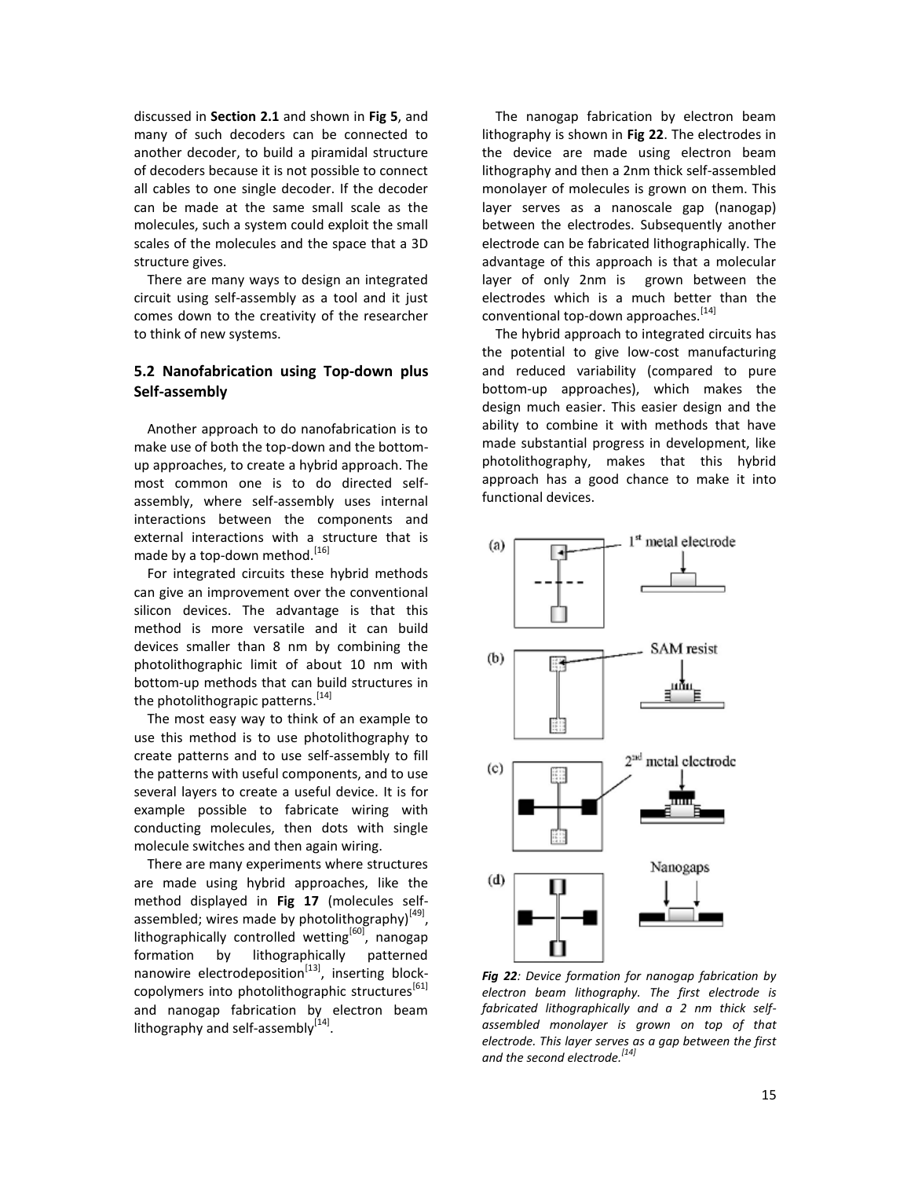discussed in **Section 2.1** and shown in **Fig 5**, and many of such decoders can be connected to another decoder, to build a piramidal structure of decoders because it is not possible to connect all cables to one single decoder. If the decoder can be made at the same small scale as the molecules, such a system could exploit the small scales of the molecules and the space that a 3D structure gives.

There are many ways to design an integrated circuit using self-assembly as a tool and it just comes down to the creativity of the researcher to think of new systems.

## 5.2 Nanofabrication using Top-down plus Self-assembly

Another approach to do nanofabrication is to make use of both the top-down and the bottom-up approaches, to create a hybrid approach. The most common one is to do directed self-assembly, where self-assembly uses internal interactions between the components and external interactions with a structure that is made by a top-down method.[16]

For integrated circuits these hybrid methods can give an improvement over the conventional silicon devices. The advantage is that this method is more versatile and it can build devices smaller than 8 nm by combining the photolithographic limit of about 10 nm with bottom-up methods that can build structures in the photolithograpic patterns.[14]

The most easy way to think of an example to use this method is to use photolithography to create patterns and to use self-assembly to fill the patterns with useful components, and to use several layers to create a useful device. It is for example possible to fabricate wiring with conducting molecules, then dots with single molecule switches and then again wiring.

There are many experiments where structures are made using hybrid approaches, like the method displayed in **Fig 17** (molecules self-assembled; wires made by photolithography)[49], lithographically controlled wetting[60], nanogap formation by lithographically patterned nanowire electrodeposition[13], inserting block-copolymers into photolithographic structures[61] and nanogap fabrication by electron beam lithography and self-assembly[14].

The nanogap fabrication by electron beam lithography is shown in **Fig 22**. The electrodes in the device are made using electron beam lithography and then a 2nm thick self-assembled monolayer of molecules is grown on them. This layer serves as a nanoscale gap (nanogap) between the electrodes. Subsequently another electrode can be fabricated lithographically. The advantage of this approach is that a molecular layer of only 2nm is grown between the electrodes which is a much better than the conventional top-down approaches.[14]

The hybrid approach to integrated circuits has the potential to give low-cost manufacturing and reduced variability (compared to pure bottom-up approaches), which makes the design much easier. This easier design and the ability to combine it with methods that have made substantial progress in development, like photolithography, makes that this hybrid approach has a good chance to make it into functional devices.

***Fig 22**: Device formation for nanogap fabrication by electron beam lithography. The first electrode is fabricated lithographically and a 2 nm thick self-assembled monolayer is grown on top of that electrode. This layer serves as a gap between the first and the second electrode.[14]*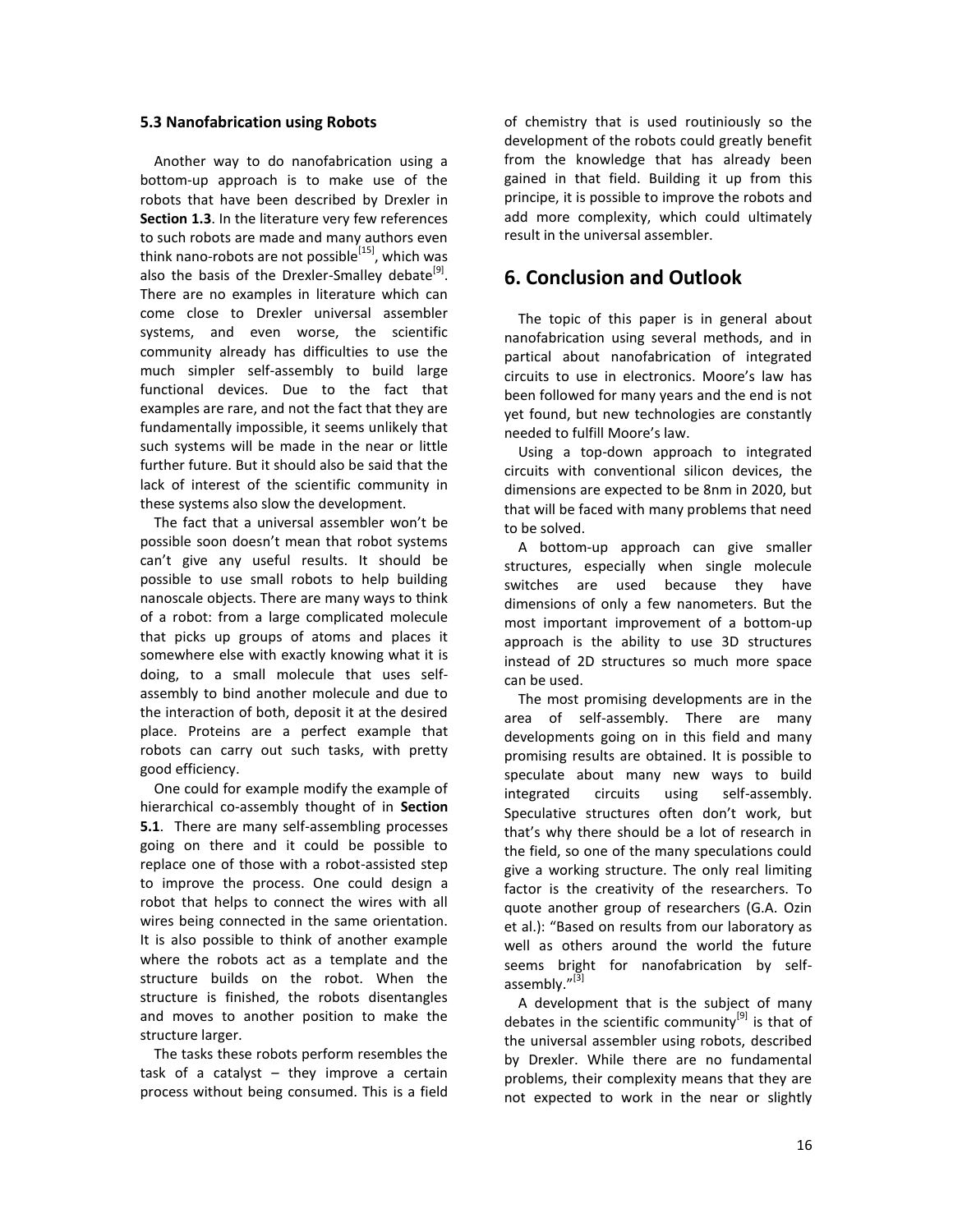### 5.3 Nanofabrication using Robots

Another way to do nanofabrication using a bottom-up approach is to make use of the robots that have been described by Drexler in **Section 1.3**. In the literature very few references to such robots are made and many authors even think nano-robots are not possible[15], which was also the basis of the Drexler-Smalley debate[9]. There are no examples in literature which can come close to Drexler universal assembler systems, and even worse, the scientific community already has difficulties to use the much simpler self-assembly to build large functional devices. Due to the fact that examples are rare, and not the fact that they are fundamentally impossible, it seems unlikely that such systems will be made in the near or little further future. But it should also be said that the lack of interest of the scientific community in these systems also slow the development.

The fact that a universal assembler won't be possible soon doesn't mean that robot systems can't give any useful results. It should be possible to use small robots to help building nanoscale objects. There are many ways to think of a robot: from a large complicated molecule that picks up groups of atoms and places it somewhere else with exactly knowing what it is doing, to a small molecule that uses self-assembly to bind another molecule and due to the interaction of both, deposit it at the desired place. Proteins are a perfect example that robots can carry out such tasks, with pretty good efficiency.

One could for example modify the example of hierarchical co-assembly thought of in **Section 5.1**. There are many self-assembling processes going on there and it could be possible to replace one of those with a robot-assisted step to improve the process. One could design a robot that helps to connect the wires with all wires being connected in the same orientation. It is also possible to think of another example where the robots act as a template and the structure builds on the robot. When the structure is finished, the robots disentangles and moves to another position to make the structure larger.

The tasks these robots perform resembles the task of a catalyst – they improve a certain process without being consumed. This is a field of chemistry that is used routiniously so the development of the robots could greatly benefit from the knowledge that has already been gained in that field. Building it up from this principe, it is possible to improve the robots and add more complexity, which could ultimately result in the universal assembler.

## 6. Conclusion and Outlook

The topic of this paper is in general about nanofabrication using several methods, and in partical about nanofabrication of integrated circuits to use in electronics. Moore's law has been followed for many years and the end is not yet found, but new technologies are constantly needed to fulfill Moore's law.

Using a top-down approach to integrated circuits with conventional silicon devices, the dimensions are expected to be 8nm in 2020, but that will be faced with many problems that need to be solved.

A bottom-up approach can give smaller structures, especially when single molecule switches are used because they have dimensions of only a few nanometers. But the most important improvement of a bottom-up approach is the ability to use 3D structures instead of 2D structures so much more space can be used.

The most promising developments are in the area of self-assembly. There are many developments going on in this field and many promising results are obtained. It is possible to speculate about many new ways to build integrated circuits using self-assembly. Speculative structures often don't work, but that's why there should be a lot of research in the field, so one of the many speculations could give a working structure. The only real limiting factor is the creativity of the researchers. To quote another group of researchers (G.A. Ozin et al.): "Based on results from our laboratory as well as others around the world the future seems bright for nanofabrication by self-assembly."[3]

A development that is the subject of many debates in the scientific community[9] is that of the universal assembler using robots, described by Drexler. While there are no fundamental problems, their complexity means that they are not expected to work in the near or slightly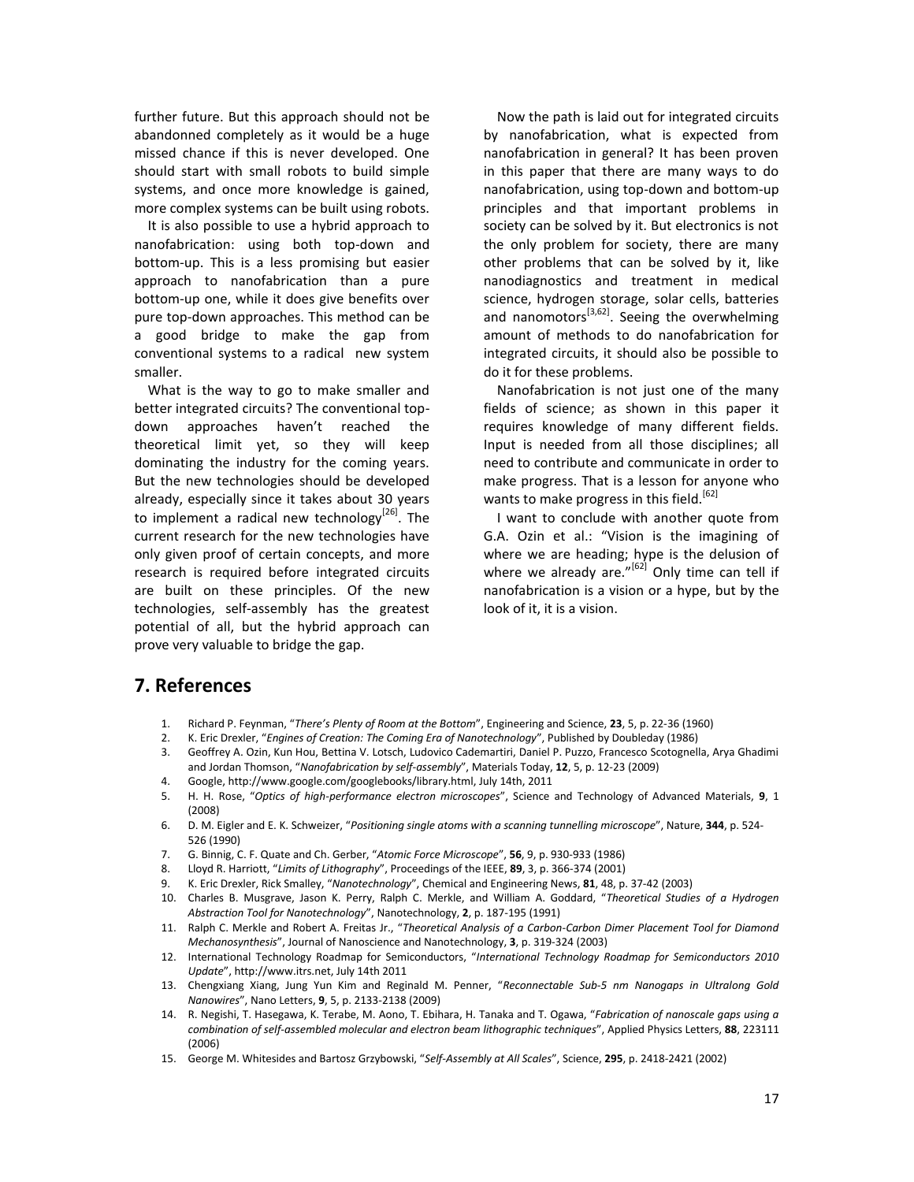further future. But this approach should not be abandonned completely as it would be a huge missed chance if this is never developed. One should start with small robots to build simple systems, and once more knowledge is gained, more complex systems can be built using robots.

It is also possible to use a hybrid approach to nanofabrication: using both top-down and bottom-up. This is a less promising but easier approach to nanofabrication than a pure bottom-up one, while it does give benefits over pure top-down approaches. This method can be a good bridge to make the gap from conventional systems to a radical new system smaller.

What is the way to go to make smaller and better integrated circuits? The conventional top-down approaches haven't reached the theoretical limit yet, so they will keep dominating the industry for the coming years. But the new technologies should be developed already, especially since it takes about 30 years to implement a radical new technology[26]. The current research for the new technologies have only given proof of certain concepts, and more research is required before integrated circuits are built on these principles. Of the new technologies, self-assembly has the greatest potential of all, but the hybrid approach can prove very valuable to bridge the gap.

Now the path is laid out for integrated circuits by nanofabrication, what is expected from nanofabrication in general? It has been proven in this paper that there are many ways to do nanofabrication, using top-down and bottom-up principles and that important problems in society can be solved by it. But electronics is not the only problem for society, there are many other problems that can be solved by it, like nanodiagnostics and treatment in medical science, hydrogen storage, solar cells, batteries and nanomotors[3,62]. Seeing the overwhelming amount of methods to do nanofabrication for integrated circuits, it should also be possible to do it for these problems.

Nanofabrication is not just one of the many fields of science; as shown in this paper it requires knowledge of many different fields. Input is needed from all those disciplines; all need to contribute and communicate in order to make progress. That is a lesson for anyone who wants to make progress in this field.[62]

I want to conclude with another quote from G.A. Ozin et al.: "Vision is the imagining of where we are heading; hype is the delusion of where we already are."[62] Only time can tell if nanofabrication is a vision or a hype, but by the look of it, it is a vision.

# 7. References

1. Richard P. Feynman, "*There's Plenty of Room at the Bottom*", Engineering and Science, **23**, 5, p. 22-36 (1960)
2. K. Eric Drexler, "*Engines of Creation: The Coming Era of Nanotechnology*", Published by Doubleday (1986)
3. Geoffrey A. Ozin, Kun Hou, Bettina V. Lotsch, Ludovico Cademartiri, Daniel P. Puzzo, Francesco Scotognella, Arya Ghadimi and Jordan Thomson, "*Nanofabrication by self-assembly*", Materials Today, **12**, 5, p. 12-23 (2009)
4. Google, http://www.google.com/googlebooks/library.html, July 14th, 2011
5. H. H. Rose, "*Optics of high-performance electron microscopes*", Science and Technology of Advanced Materials, **9**, 1 (2008)
6. D. M. Eigler and E. K. Schweizer, "*Positioning single atoms with a scanning tunnelling microscope*", Nature, **344**, p. 524-526 (1990)
7. G. Binnig, C. F. Quate and Ch. Gerber, "*Atomic Force Microscope*", **56**, 9, p. 930-933 (1986)
8. Lloyd R. Harriott, "*Limits of Lithography*", Proceedings of the IEEE, **89**, 3, p. 366-374 (2001)
9. K. Eric Drexler, Rick Smalley, "*Nanotechnology*", Chemical and Engineering News, **81**, 48, p. 37-42 (2003)
10. Charles B. Musgrave, Jason K. Perry, Ralph C. Merkle, and William A. Goddard, "*Theoretical Studies of a Hydrogen Abstraction Tool for Nanotechnology*", Nanotechnology, **2**, p. 187-195 (1991)
11. Ralph C. Merkle and Robert A. Freitas Jr., "*Theoretical Analysis of a Carbon-Carbon Dimer Placement Tool for Diamond Mechanosynthesis*", Journal of Nanoscience and Nanotechnology, **3**, p. 319-324 (2003)
12. International Technology Roadmap for Semiconductors, "*International Technology Roadmap for Semiconductors 2010 Update*", http://www.itrs.net, July 14th 2011
13. Chengxiang Xiang, Jung Yun Kim and Reginald M. Penner, "*Reconnectable Sub-5 nm Nanogaps in Ultralong Gold Nanowires*", Nano Letters, **9**, 5, p. 2133-2138 (2009)
14. R. Negishi, T. Hasegawa, K. Terabe, M. Aono, T. Ebihara, H. Tanaka and T. Ogawa, "*Fabrication of nanoscale gaps using a combination of self-assembled molecular and electron beam lithographic techniques*", Applied Physics Letters, **88**, 223111 (2006)
15. George M. Whitesides and Bartosz Grzybowski, "*Self-Assembly at All Scales*", Science, **295**, p. 2418-2421 (2002)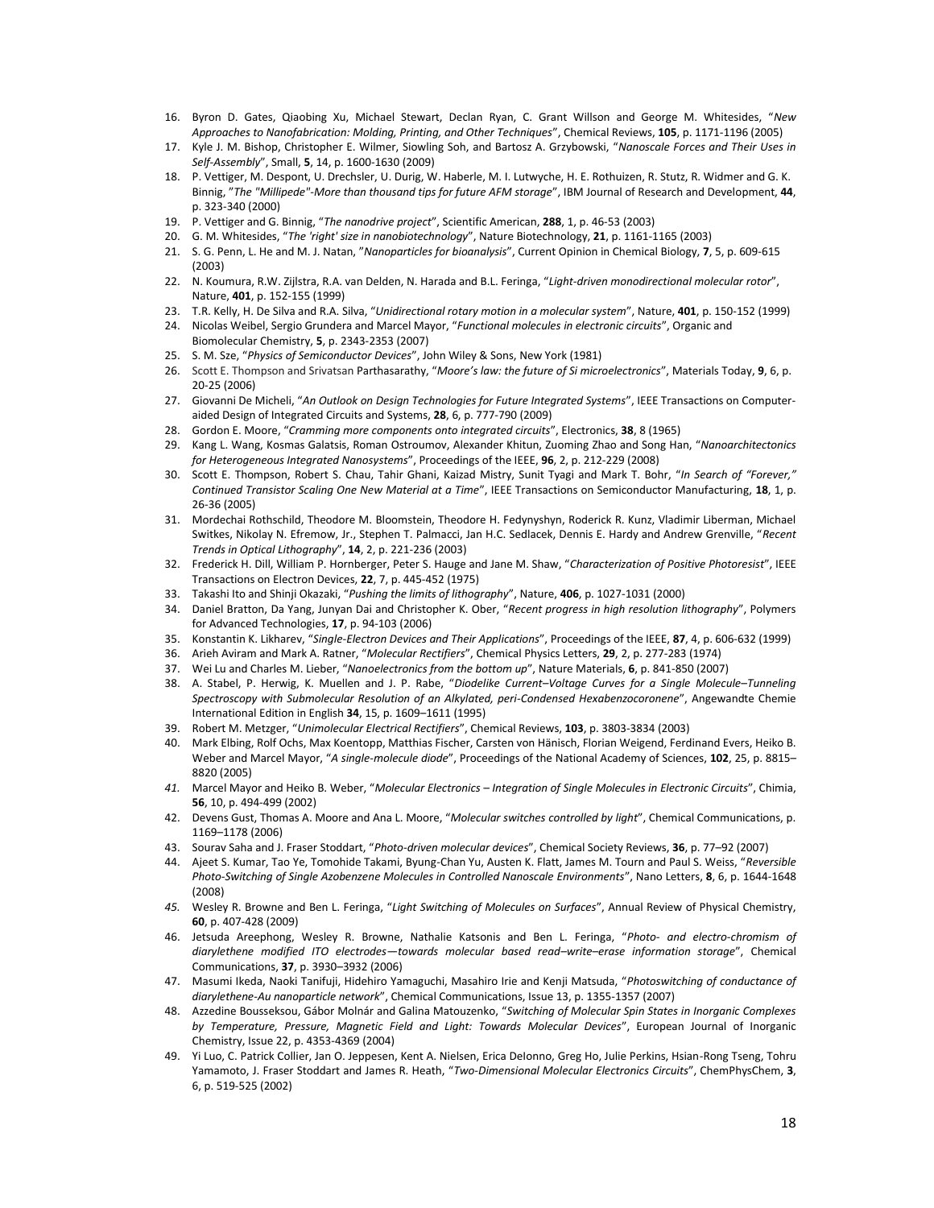16. Byron D. Gates, Qiaobing Xu, Michael Stewart, Declan Ryan, C. Grant Willson and George M. Whitesides, "*New Approaches to Nanofabrication: Molding, Printing, and Other Techniques*", Chemical Reviews, **105**, p. 1171-1196 (2005)
17. Kyle J. M. Bishop, Christopher E. Wilmer, Siowling Soh, and Bartosz A. Grzybowski, "*Nanoscale Forces and Their Uses in Self-Assembly*", Small, **5**, 14, p. 1600-1630 (2009)
18. P. Vettiger, M. Despont, U. Drechsler, U. Durig, W. Haberle, M. I. Lutwyche, H. E. Rothuizen, R. Stutz, R. Widmer and G. K. Binnig, "*The "Millipede"-More than thousand tips for future AFM storage*", IBM Journal of Research and Development, **44**, p. 323-340 (2000)
19. P. Vettiger and G. Binnig, "*The nanodrive project*", Scientific American, **288**, 1, p. 46-53 (2003)
20. G. M. Whitesides, "*The 'right' size in nanobiotechnology*", Nature Biotechnology, **21**, p. 1161-1165 (2003)
21. S. G. Penn, L. He and M. J. Natan, "*Nanoparticles for bioanalysis*", Current Opinion in Chemical Biology, **7**, 5, p. 609-615 (2003)
22. N. Koumura, R.W. Zijlstra, R.A. van Delden, N. Harada and B.L. Feringa, "*Light-driven monodirectional molecular rotor*", Nature, **401**, p. 152-155 (1999)
23. T.R. Kelly, H. De Silva and R.A. Silva, "*Unidirectional rotary motion in a molecular system*", Nature, **401**, p. 150-152 (1999)
24. Nicolas Weibel, Sergio Grundera and Marcel Mayor, "*Functional molecules in electronic circuits*", Organic and Biomolecular Chemistry, **5**, p. 2343-2353 (2007)
25. S. M. Sze, "*Physics of Semiconductor Devices*", John Wiley & Sons, New York (1981)
26. Scott E. Thompson and Srivatsan Parthasarathy, "*Moore's law: the future of Si microelectronics*", Materials Today, **9**, 6, p. 20-25 (2006)
27. Giovanni De Micheli, "*An Outlook on Design Technologies for Future Integrated Systems*", IEEE Transactions on Computer-aided Design of Integrated Circuits and Systems, **28**, 6, p. 777-790 (2009)
28. Gordon E. Moore, "*Cramming more components onto integrated circuits*", Electronics, **38**, 8 (1965)
29. Kang L. Wang, Kosmas Galatsis, Roman Ostroumov, Alexander Khitun, Zuoming Zhao and Song Han, "*Nanoarchitectonics for Heterogeneous Integrated Nanosystems*", Proceedings of the IEEE, **96**, 2, p. 212-229 (2008)
30. Scott E. Thompson, Robert S. Chau, Tahir Ghani, Kaizad Mistry, Sunit Tyagi and Mark T. Bohr, "*In Search of "Forever," Continued Transistor Scaling One New Material at a Time*", IEEE Transactions on Semiconductor Manufacturing, **18**, 1, p. 26-36 (2005)
31. Mordechai Rothschild, Theodore M. Bloomstein, Theodore H. Fedynyshyn, Roderick R. Kunz, Vladimir Liberman, Michael Switkes, Nikolay N. Efremow, Jr., Stephen T. Palmacci, Jan H.C. Sedlacek, Dennis E. Hardy and Andrew Grenville, "*Recent Trends in Optical Lithography*", **14**, 2, p. 221-236 (2003)
32. Frederick H. Dill, William P. Hornberger, Peter S. Hauge and Jane M. Shaw, "*Characterization of Positive Photoresist*", IEEE Transactions on Electron Devices, **22**, 7, p. 445-452 (1975)
33. Takashi Ito and Shinji Okazaki, "*Pushing the limits of lithography*", Nature, **406**, p. 1027-1031 (2000)
34. Daniel Bratton, Da Yang, Junyan Dai and Christopher K. Ober, "*Recent progress in high resolution lithography*", Polymers for Advanced Technologies, **17**, p. 94-103 (2006)
35. Konstantin K. Likharev, "*Single-Electron Devices and Their Applications*", Proceedings of the IEEE, **87**, 4, p. 606-632 (1999)
36. Arieh Aviram and Mark A. Ratner, "*Molecular Rectifiers*", Chemical Physics Letters, **29**, 2, p. 277-283 (1974)
37. Wei Lu and Charles M. Lieber, "*Nanoelectronics from the bottom up*", Nature Materials, **6**, p. 841-850 (2007)
38. A. Stabel, P. Herwig, K. Muellen and J. P. Rabe, "*Diodelike Current–Voltage Curves for a Single Molecule–Tunneling Spectroscopy with Submolecular Resolution of an Alkylated, peri-Condensed Hexabenzocoronene*", Angewandte Chemie International Edition in English **34**, 15, p. 1609–1611 (1995)
39. Robert M. Metzger, "*Unimolecular Electrical Rectifiers*", Chemical Reviews, **103**, p. 3803-3834 (2003)
40. Mark Elbing, Rolf Ochs, Max Koentopp, Matthias Fischer, Carsten von Hänisch, Florian Weigend, Ferdinand Evers, Heiko B. Weber and Marcel Mayor, "*A single-molecule diode*", Proceedings of the National Academy of Sciences, **102**, 25, p. 8815–8820 (2005)
41. Marcel Mayor and Heiko B. Weber, "*Molecular Electronics – Integration of Single Molecules in Electronic Circuits*", Chimia, **56**, 10, p. 494-499 (2002)
42. Devens Gust, Thomas A. Moore and Ana L. Moore, "*Molecular switches controlled by light*", Chemical Communications, p. 1169–1178 (2006)
43. Sourav Saha and J. Fraser Stoddart, "*Photo-driven molecular devices*", Chemical Society Reviews, **36**, p. 77–92 (2007)
44. Ajeet S. Kumar, Tao Ye, Tomohide Takami, Byung-Chan Yu, Austen K. Flatt, James M. Tour and Paul S. Weiss, "*Reversible Photo-Switching of Single Azobenzene Molecules in Controlled Nanoscale Environments*", Nano Letters, **8**, 6, p. 1644-1648 (2008)
45. Wesley R. Browne and Ben L. Feringa, "*Light Switching of Molecules on Surfaces*", Annual Review of Physical Chemistry, **60**, p. 407-428 (2009)
46. Jetsuda Areephong, Wesley R. Browne, Nathalie Katsonis and Ben L. Feringa, "*Photo- and electro-chromism of diarylethene modified ITO electrodes—towards molecular based read–write–erase information storage*", Chemical Communications, **37**, p. 3930–3932 (2006)
47. Masumi Ikeda, Naoki Tanifuji, Hidehiro Yamaguchi, Masahiro Irie and Kenji Matsuda, "*Photoswitching of conductance of diarylethene-Au nanoparticle network*", Chemical Communications, Issue 13, p. 1355-1357 (2007)
48. Azzedine Bousseksou, Gábor Molnár and Galina Matouzenko, "*Switching of Molecular Spin States in Inorganic Complexes by Temperature, Pressure, Magnetic Field and Light: Towards Molecular Devices*", European Journal of Inorganic Chemistry, Issue 22, p. 4353-4369 (2004)
49. Yi Luo, C. Patrick Collier, Jan O. Jeppesen, Kent A. Nielsen, Erica DeIonno, Greg Ho, Julie Perkins, Hsian-Rong Tseng, Tohru Yamamoto, J. Fraser Stoddart and James R. Heath, "*Two-Dimensional Molecular Electronics Circuits*", ChemPhysChem, **3**, 6, p. 519-525 (2002)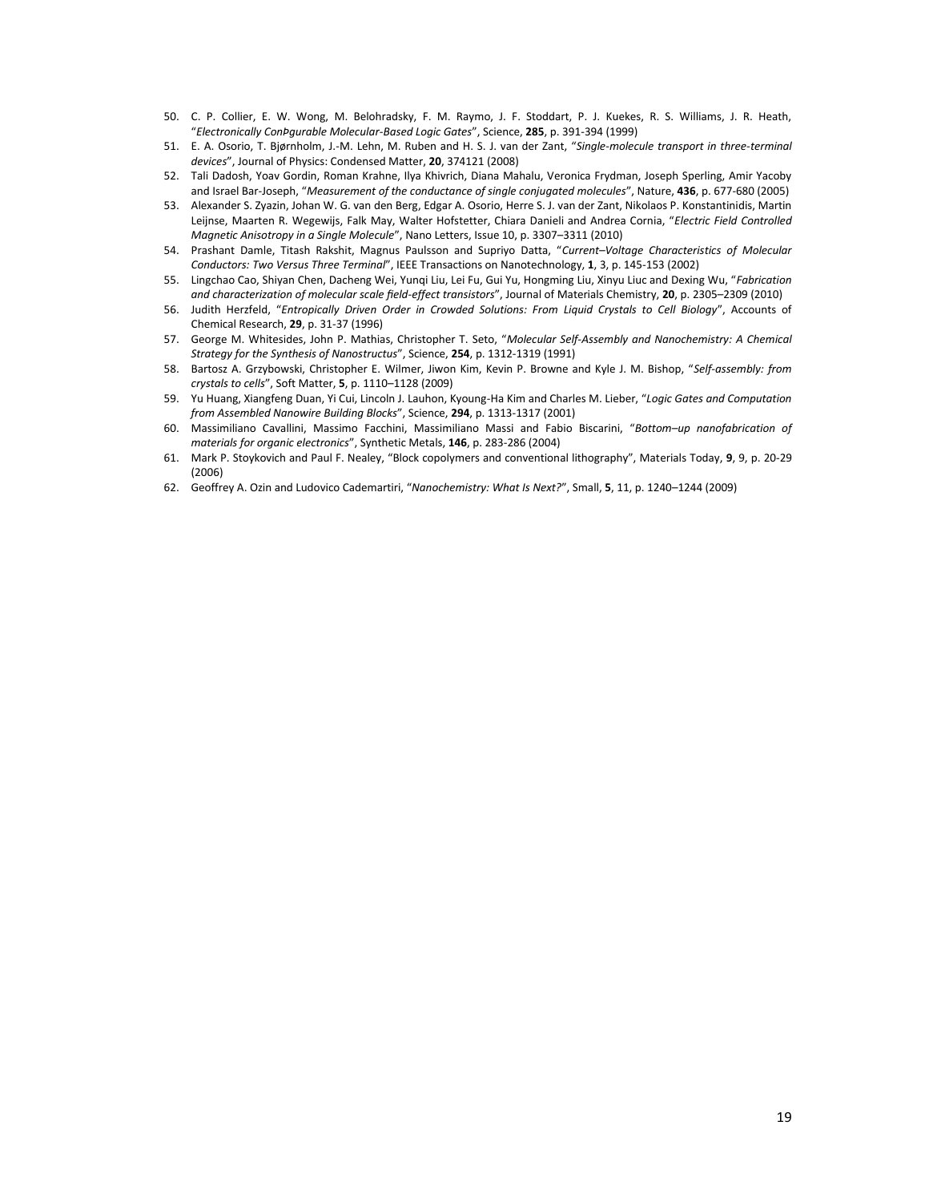50. C. P. Collier, E. W. Wong, M. Belohradsky, F. M. Raymo, J. F. Stoddart, P. J. Kuekes, R. S. Williams, J. R. Heath, "*Electronically ConÞgurable Molecular-Based Logic Gates*", Science, **285**, p. 391-394 (1999)
51. E. A. Osorio, T. Bjørnholm, J.-M. Lehn, M. Ruben and H. S. J. van der Zant, "*Single-molecule transport in three-terminal devices*", Journal of Physics: Condensed Matter, **20**, 374121 (2008)
52. Tali Dadosh, Yoav Gordin, Roman Krahne, Ilya Khivrich, Diana Mahalu, Veronica Frydman, Joseph Sperling, Amir Yacoby and Israel Bar-Joseph, "*Measurement of the conductance of single conjugated molecules*", Nature, **436**, p. 677-680 (2005)
53. Alexander S. Zyazin, Johan W. G. van den Berg, Edgar A. Osorio, Herre S. J. van der Zant, Nikolaos P. Konstantinidis, Martin Leijnse, Maarten R. Wegewijs, Falk May, Walter Hofstetter, Chiara Danieli and Andrea Cornia, "*Electric Field Controlled Magnetic Anisotropy in a Single Molecule*", Nano Letters, Issue 10, p. 3307–3311 (2010)
54. Prashant Damle, Titash Rakshit, Magnus Paulsson and Supriyo Datta, "*Current–Voltage Characteristics of Molecular Conductors: Two Versus Three Terminal*", IEEE Transactions on Nanotechnology, **1**, 3, p. 145-153 (2002)
55. Lingchao Cao, Shiyan Chen, Dacheng Wei, Yunqi Liu, Lei Fu, Gui Yu, Hongming Liu, Xinyu Liuc and Dexing Wu, "*Fabrication and characterization of molecular scale field-effect transistors*", Journal of Materials Chemistry, **20**, p. 2305–2309 (2010)
56. Judith Herzfeld, "*Entropically Driven Order in Crowded Solutions: From Liquid Crystals to Cell Biology*", Accounts of Chemical Research, **29**, p. 31-37 (1996)
57. George M. Whitesides, John P. Mathias, Christopher T. Seto, "*Molecular Self-Assembly and Nanochemistry: A Chemical Strategy for the Synthesis of Nanostructus*", Science, **254**, p. 1312-1319 (1991)
58. Bartosz A. Grzybowski, Christopher E. Wilmer, Jiwon Kim, Kevin P. Browne and Kyle J. M. Bishop, "*Self-assembly: from crystals to cells*", Soft Matter, **5**, p. 1110–1128 (2009)
59. Yu Huang, Xiangfeng Duan, Yi Cui, Lincoln J. Lauhon, Kyoung-Ha Kim and Charles M. Lieber, "*Logic Gates and Computation from Assembled Nanowire Building Blocks*", Science, **294**, p. 1313-1317 (2001)
60. Massimiliano Cavallini, Massimo Facchini, Massimiliano Massi and Fabio Biscarini, "*Bottom–up nanofabrication of materials for organic electronics*", Synthetic Metals, **146**, p. 283-286 (2004)
61. Mark P. Stoykovich and Paul F. Nealey, "Block copolymers and conventional lithography", Materials Today, **9**, 9, p. 20-29 (2006)
62. Geoffrey A. Ozin and Ludovico Cademartiri, "*Nanochemistry: What Is Next?*", Small, **5**, 11, p. 1240–1244 (2009)